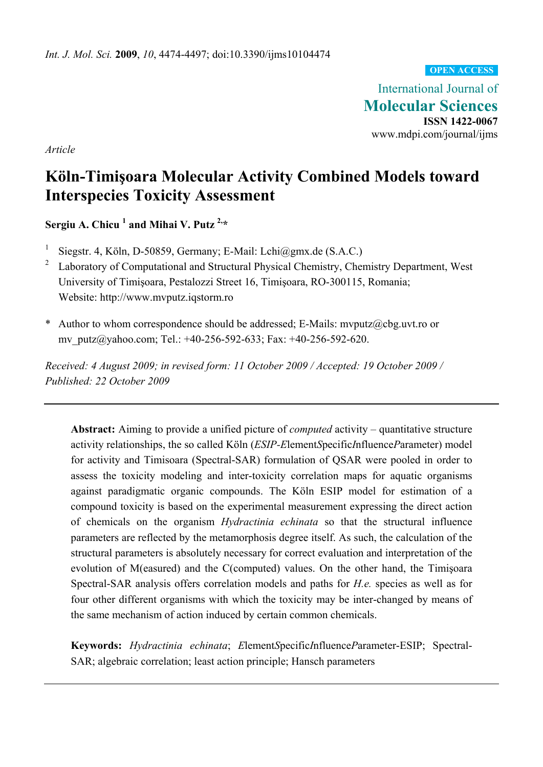*Int. J. Mol. Sci.* **2009**, *10*, 4474-4497; doi:10.3390/ijms10104474

**OPEN ACCESS**

International Journal of
**Molecular Sciences**
**ISSN 1422-0067**
www.mdpi.com/journal/ijms

*Article*

# Köln-Timişoara Molecular Activity Combined Models toward Interspecies Toxicity Assessment

**Sergiu A. Chicu [1] and Mihai V. Putz [2,*]**

[1] Siegstr. 4, Köln, D-50859, Germany; E-Mail: Lchi@gmx.de (S.A.C.)

[2] Laboratory of Computational and Structural Physical Chemistry, Chemistry Department, West University of Timişoara, Pestalozzi Street 16, Timişoara, RO-300115, Romania; Website: http://www.mvputz.iqstorm.ro

\* Author to whom correspondence should be addressed; E-Mails: mvputz@cbg.uvt.ro or mv_putz@yahoo.com; Tel.: +40-256-592-633; Fax: +40-256-592-620.

*Received: 4 August 2009; in revised form: 11 October 2009 / Accepted: 19 October 2009 / Published: 22 October 2009*

---

**Abstract:** Aiming to provide a unified picture of *computed* activity – quantitative structure activity relationships, the so called Köln (*ESIP-E*lement*S*pecific*I*nfluence*P*arameter) model for activity and Timisoara (Spectral-SAR) formulation of QSAR were pooled in order to assess the toxicity modeling and inter-toxicity correlation maps for aquatic organisms against paradigmatic organic compounds. The Köln ESIP model for estimation of a compound toxicity is based on the experimental measurement expressing the direct action of chemicals on the organism *Hydractinia echinata* so that the structural influence parameters are reflected by the metamorphosis degree itself. As such, the calculation of the structural parameters is absolutely necessary for correct evaluation and interpretation of the evolution of M(easured) and the C(computed) values. On the other hand, the Timişoara Spectral-SAR analysis offers correlation models and paths for *H.e.* species as well as for four other different organisms with which the toxicity may be inter-changed by means of the same mechanism of action induced by certain common chemicals.

**Keywords:** *Hydractinia echinata*; *E*lement*S*pecific*I*nfluence*P*arameter-ESIP; Spectral-SAR; algebraic correlation; least action principle; Hansch parameters

---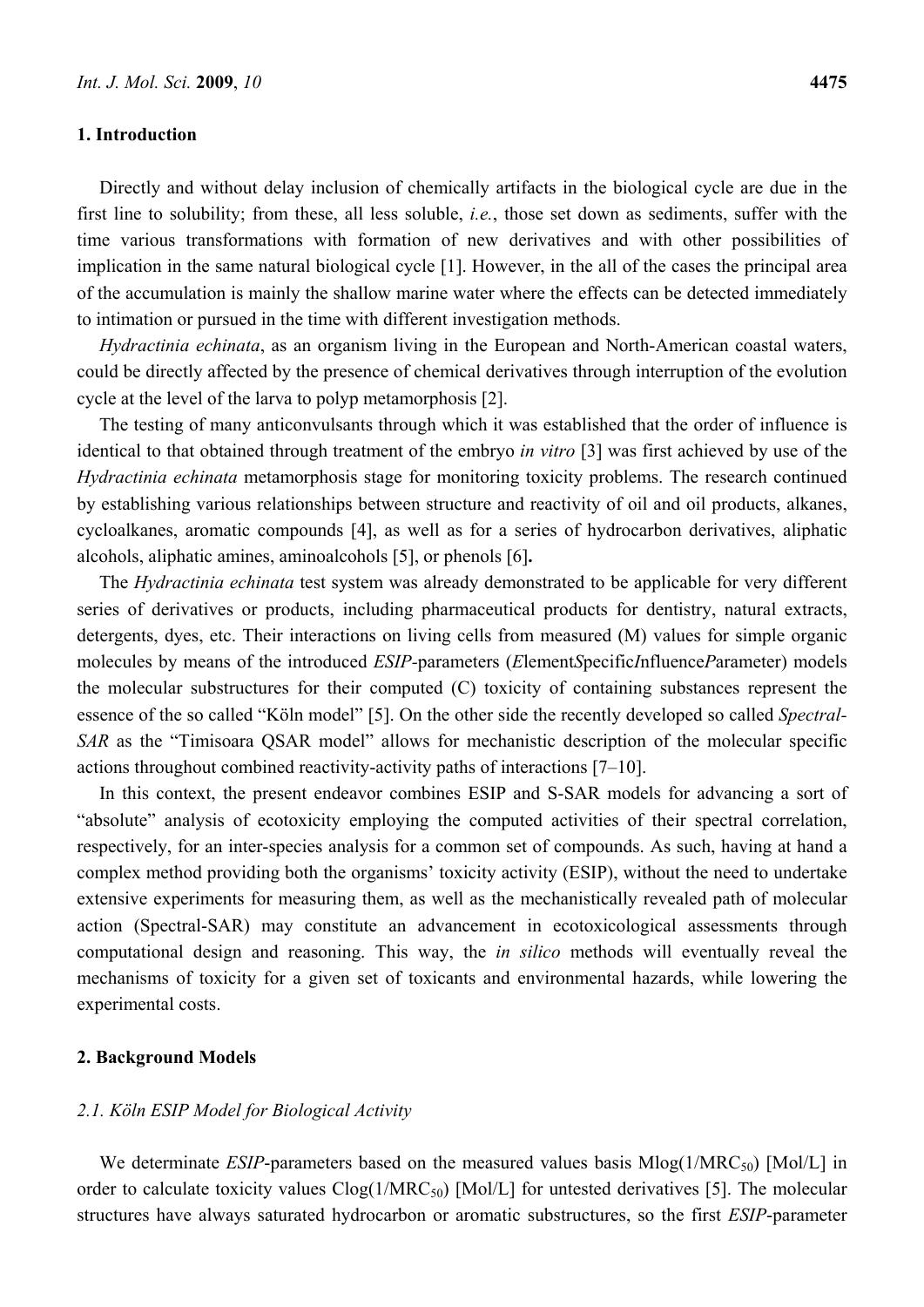## 1. Introduction

Directly and without delay inclusion of chemically artifacts in the biological cycle are due in the first line to solubility; from these, all less soluble, *i.e.*, those set down as sediments, suffer with the time various transformations with formation of new derivatives and with other possibilities of implication in the same natural biological cycle [1]. However, in the all of the cases the principal area of the accumulation is mainly the shallow marine water where the effects can be detected immediately to intimation or pursued in the time with different investigation methods.

*Hydractinia echinata*, as an organism living in the European and North-American coastal waters, could be directly affected by the presence of chemical derivatives through interruption of the evolution cycle at the level of the larva to polyp metamorphosis [2].

The testing of many anticonvulsants through which it was established that the order of influence is identical to that obtained through treatment of the embryo *in vitro* [3] was first achieved by use of the *Hydractinia echinata* metamorphosis stage for monitoring toxicity problems. The research continued by establishing various relationships between structure and reactivity of oil and oil products, alkanes, cycloalkanes, aromatic compounds [4], as well as for a series of hydrocarbon derivatives, aliphatic alcohols, aliphatic amines, aminoalcohols [5], or phenols [6]**.**

The *Hydractinia echinata* test system was already demonstrated to be applicable for very different series of derivatives or products, including pharmaceutical products for dentistry, natural extracts, detergents, dyes, etc. Their interactions on living cells from measured (M) values for simple organic molecules by means of the introduced *ESIP*-parameters (***E**lement**S**pecific**I**nfluence**P**arameter*) models the molecular substructures for their computed (C) toxicity of containing substances represent the essence of the so called "Köln model" [5]. On the other side the recently developed so called *Spectral-SAR* as the "Timisoara QSAR model" allows for mechanistic description of the molecular specific actions throughout combined reactivity-activity paths of interactions [7–10].

In this context, the present endeavor combines ESIP and S-SAR models for advancing a sort of "absolute" analysis of ecotoxicity employing the computed activities of their spectral correlation, respectively, for an inter-species analysis for a common set of compounds. As such, having at hand a complex method providing both the organisms' toxicity activity (ESIP), without the need to undertake extensive experiments for measuring them, as well as the mechanistically revealed path of molecular action (Spectral-SAR) may constitute an advancement in ecotoxicological assessments through computational design and reasoning. This way, the *in silico* methods will eventually reveal the mechanisms of toxicity for a given set of toxicants and environmental hazards, while lowering the experimental costs.

## 2. Background Models

### *2.1. Köln ESIP Model for Biological Activity*

We determinate *ESIP*-parameters based on the measured values basis $\text{Mlog}(1/\text{MRC}_{50})$ [Mol/L] in order to calculate toxicity values $\text{Clog}(1/\text{MRC}_{50})$ [Mol/L] for untested derivatives [5]. The molecular structures have always saturated hydrocarbon or aromatic substructures, so the first *ESIP*-parameter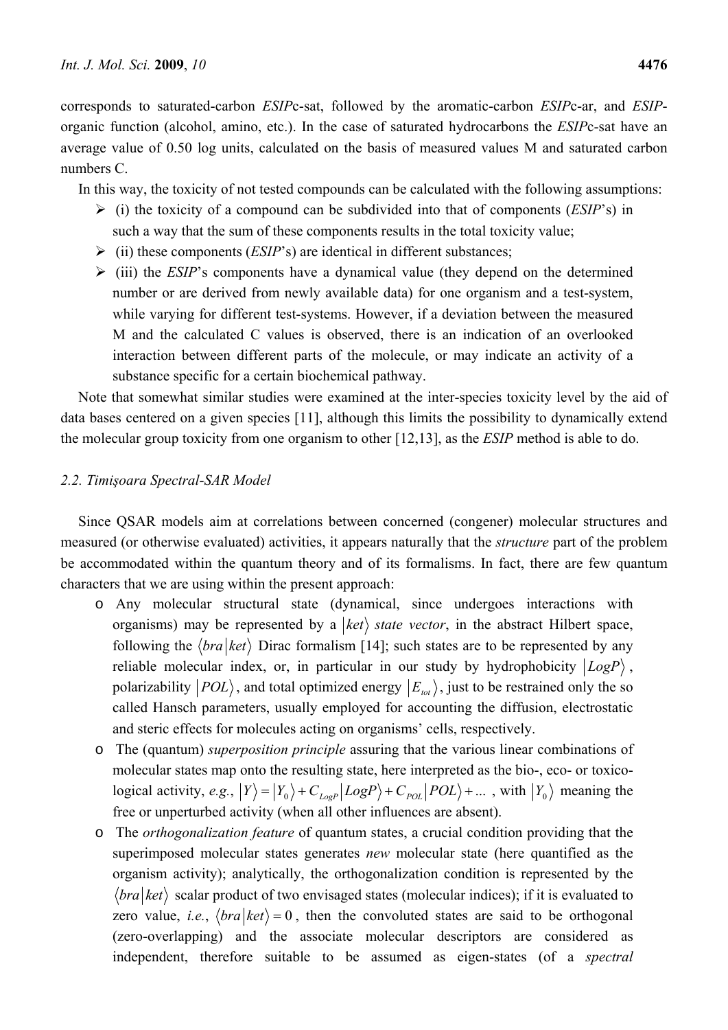corresponds to saturated-carbon *ESIP*c-sat, followed by the aromatic-carbon *ESIP*c-ar, and *ESIP*-organic function (alcohol, amino, etc.). In the case of saturated hydrocarbons the *ESIP*c-sat have an average value of 0.50 log units, calculated on the basis of measured values M and saturated carbon numbers C.

In this way, the toxicity of not tested compounds can be calculated with the following assumptions:

- (i) the toxicity of a compound can be subdivided into that of components (*ESIP*'s) in such a way that the sum of these components results in the total toxicity value;
- (ii) these components (*ESIP*'s) are identical in different substances;
- (iii) the *ESIP*'s components have a dynamical value (they depend on the determined number or are derived from newly available data) for one organism and a test-system, while varying for different test-systems. However, if a deviation between the measured M and the calculated C values is observed, there is an indication of an overlooked interaction between different parts of the molecule, or may indicate an activity of a substance specific for a certain biochemical pathway.

Note that somewhat similar studies were examined at the inter-species toxicity level by the aid of data bases centered on a given species [11], although this limits the possibility to dynamically extend the molecular group toxicity from one organism to other [12,13], as the *ESIP* method is able to do.

### *2.2. Timişoara Spectral-SAR Model*

Since QSAR models aim at correlations between concerned (congener) molecular structures and measured (or otherwise evaluated) activities, it appears naturally that the *structure* part of the problem be accommodated within the quantum theory and of its formalisms. In fact, there are few quantum characters that we are using within the present approach:

- Any molecular structural state (dynamical, since undergoes interactions with organisms) may be represented by a $|ket\rangle$ *state vector*, in the abstract Hilbert space, following the $\langle bra|ket\rangle$ Dirac formalism [14]; such states are to be represented by any reliable molecular index, or, in particular in our study by hydrophobicity $|LogP\rangle$, polarizability $|POL\rangle$, and total optimized energy $|E_{tot}\rangle$, just to be restrained only the so called Hansch parameters, usually employed for accounting the diffusion, electrostatic and steric effects for molecules acting on organisms' cells, respectively.
- The (quantum) *superposition principle* assuring that the various linear combinations of molecular states map onto the resulting state, here interpreted as the bio-, eco- or toxicological activity, *e.g.*, $|Y\rangle = |Y_0\rangle + C_{LogP}|LogP\rangle + C_{POL}|POL\rangle + \ldots$ , with $|Y_0\rangle$ meaning the free or unperturbed activity (when all other influences are absent).
- The *orthogonalization feature* of quantum states, a crucial condition providing that the superimposed molecular states generates *new* molecular state (here quantified as the organism activity); analytically, the orthogonalization condition is represented by the $\langle bra|ket\rangle$ scalar product of two envisaged states (molecular indices); if it is evaluated to zero value, *i.e.*, $\langle bra|ket\rangle = 0$, then the convoluted states are said to be orthogonal (zero-overlapping) and the associate molecular descriptors are considered as independent, therefore suitable to be assumed as eigen-states (of a *spectral*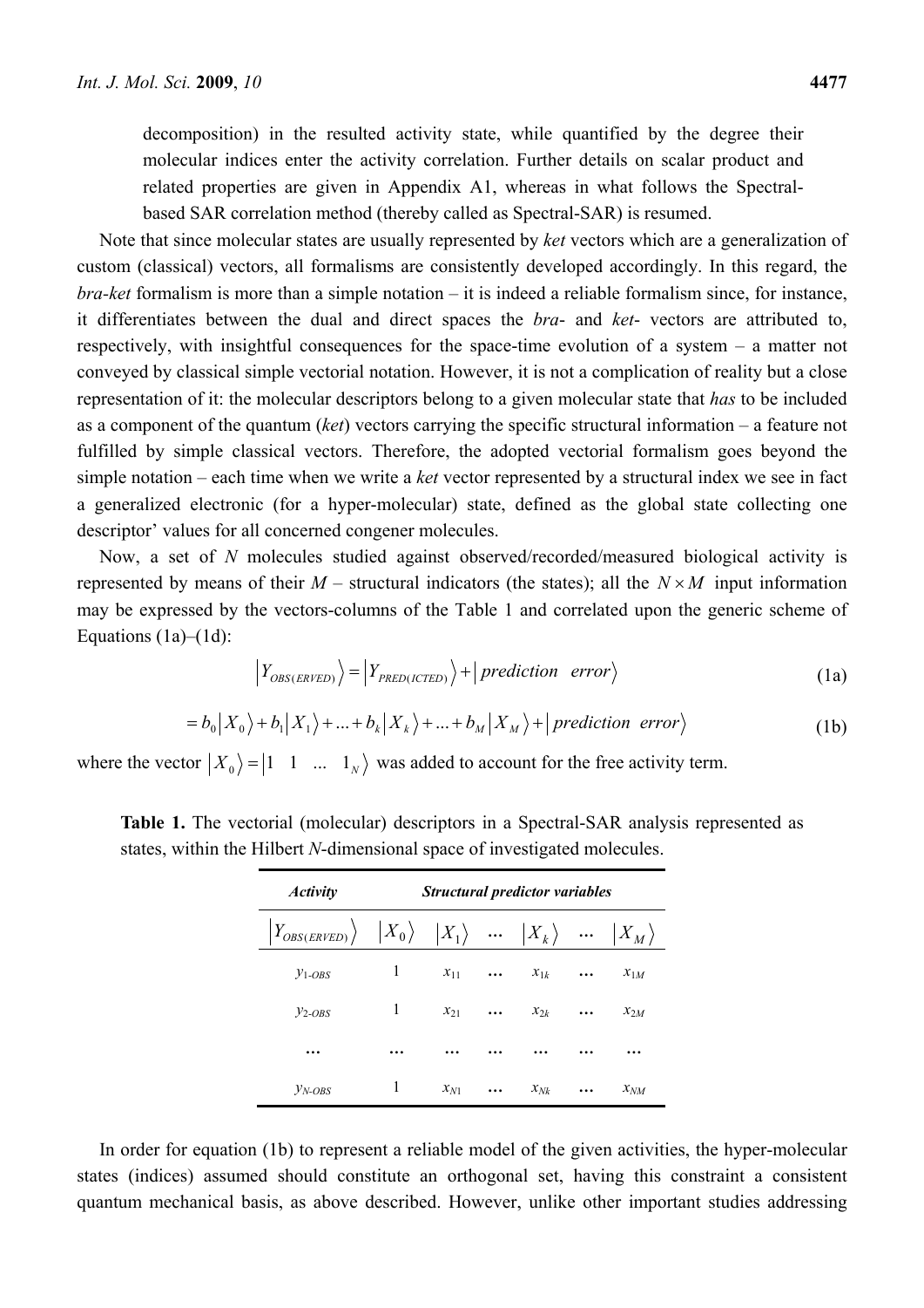decomposition) in the resulted activity state, while quantified by the degree their molecular indices enter the activity correlation. Further details on scalar product and related properties are given in Appendix A1, whereas in what follows the Spectral-based SAR correlation method (thereby called as Spectral-SAR) is resumed.

Note that since molecular states are usually represented by *ket* vectors which are a generalization of custom (classical) vectors, all formalisms are consistently developed accordingly. In this regard, the *bra-ket* formalism is more than a simple notation – it is indeed a reliable formalism since, for instance, it differentiates between the dual and direct spaces the *bra-* and *ket-* vectors are attributed to, respectively, with insightful consequences for the space-time evolution of a system – a matter not conveyed by classical simple vectorial notation. However, it is not a complication of reality but a close representation of it: the molecular descriptors belong to a given molecular state that *has* to be included as a component of the quantum (*ket*) vectors carrying the specific structural information – a feature not fulfilled by simple classical vectors. Therefore, the adopted vectorial formalism goes beyond the simple notation – each time when we write a *ket* vector represented by a structural index we see in fact a generalized electronic (for a hyper-molecular) state, defined as the global state collecting one descriptor' values for all concerned congener molecules.

Now, a set of *N* molecules studied against observed/recorded/measured biological activity is represented by means of their *M* – structural indicators (the states); all the $N \times M$ input information may be expressed by the vectors-columns of the Table 1 and correlated upon the generic scheme of Equations (1a)–(1d):

$$\left|Y_{OBS(ERVED)}\right\rangle = \left|Y_{PRED(ICTED)}\right\rangle + \left|prediction \quad error\right\rangle \tag{1a}$$

$$= b_0\left|X_0\right\rangle + b_1\left|X_1\right\rangle + \ldots + b_k\left|X_k\right\rangle + \ldots + b_M\left|X_M\right\rangle + \left|prediction \;\; error\right\rangle \tag{1b}$$

where the vector $\left|X_0\right\rangle = \left|1 \quad 1 \quad \ldots \quad 1_N\right\rangle$ was added to account for the free activity term.

**Table 1.** The vectorial (molecular) descriptors in a Spectral-SAR analysis represented as states, within the Hilbert *N*-dimensional space of investigated molecules.

| ***Activity*** | ***Structural predictor variables*** | | | | | |
|---|---|---|---|---|---|---|
| $\left\|Y_{OBS(ERVED)}\right\rangle$ | $\left\|X_0\right\rangle$ | $\left\|X_1\right\rangle$ | … | $\left\|X_k\right\rangle$ | … | $\left\|X_M\right\rangle$ |
| $y_{1\text{-}OBS}$ | 1 | $x_{11}$ | … | $x_{1k}$ | … | $x_{1M}$ |
| $y_{2\text{-}OBS}$ | 1 | $x_{21}$ | … | $x_{2k}$ | … | $x_{2M}$ |
| … | … | … | … | … | … | … |
| $y_{N\text{-}OBS}$ | 1 | $x_{N1}$ | … | $x_{Nk}$ | … | $x_{NM}$ |

In order for equation (1b) to represent a reliable model of the given activities, the hyper-molecular states (indices) assumed should constitute an orthogonal set, having this constraint a consistent quantum mechanical basis, as above described. However, unlike other important studies addressing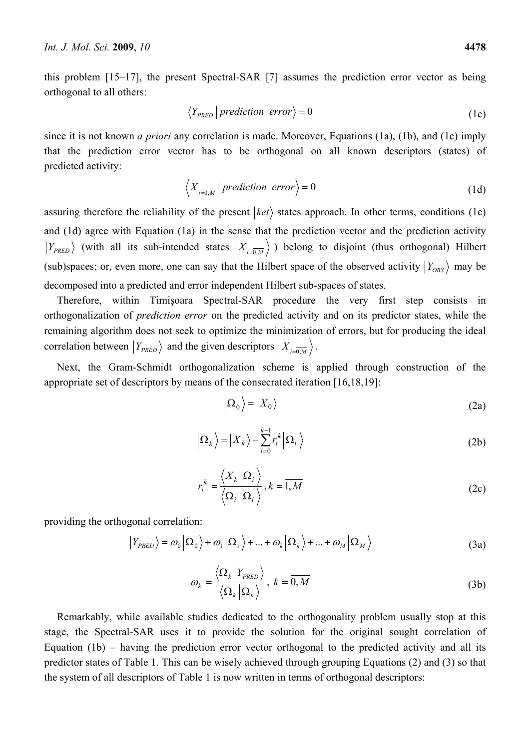this problem [15–17], the present Spectral-SAR [7] assumes the prediction error vector as being orthogonal to all others:

$$\left\langle Y_{PRED} \middle| prediction\ \ error \right\rangle = 0 \tag{1c}$$

since it is not known *a priori* any correlation is made. Moreover, Equations (1a), (1b), and (1c) imply that the prediction error vector has to be orthogonal on all known descriptors (states) of predicted activity:

$$\left\langle X_{i=\overline{0,M}} \middle| prediction\ \ error \right\rangle = 0 \tag{1d}$$

assuring therefore the reliability of the present $\left| ket \right\rangle$ states approach. In other terms, conditions (1c) and (1d) agree with Equation (1a) in the sense that the prediction vector and the prediction activity $\left| Y_{PRED} \right\rangle$ (with all its sub-intended states $\left| X_{i=\overline{0,M}} \right\rangle$) belong to disjoint (thus orthogonal) Hilbert (sub)spaces; or, even more, one can say that the Hilbert space of the observed activity $\left| Y_{OBS} \right\rangle$ may be decomposed into a predicted and error independent Hilbert sub-spaces of states.

Therefore, within Timişoara Spectral-SAR procedure the very first step consists in orthogonalization of *prediction error* on the predicted activity and on its predictor states, while the remaining algorithm does not seek to optimize the minimization of errors, but for producing the ideal correlation between $\left| Y_{PRED} \right\rangle$ and the given descriptors $\left| X_{i=\overline{0,M}} \right\rangle$.

Next, the Gram-Schmidt orthogonalization scheme is applied through construction of the appropriate set of descriptors by means of the consecrated iteration [16,18,19]:

$$\left| \Omega_0 \right\rangle = \left| X_0 \right\rangle \tag{2a}$$

$$\left| \Omega_k \right\rangle = \left| X_k \right\rangle - \sum_{i=0}^{k-1} r_i^k \left| \Omega_i \right\rangle \tag{2b}$$

$$r_i^k = \frac{\left\langle X_k \middle| \Omega_i \right\rangle}{\left\langle \Omega_i \middle| \Omega_i \right\rangle}, k = \overline{1,M} \tag{2c}$$

providing the orthogonal correlation:

$$\left| Y_{PRED} \right\rangle = \omega_0 \left| \Omega_0 \right\rangle + \omega_1 \left| \Omega_1 \right\rangle + ... + \omega_k \left| \Omega_k \right\rangle + ... + \omega_M \left| \Omega_M \right\rangle \tag{3a}$$

$$\omega_k = \frac{\left\langle \Omega_k \middle| Y_{PRED} \right\rangle}{\left\langle \Omega_k \middle| \Omega_k \right\rangle}, \ k = \overline{0,M} \tag{3b}$$

Remarkably, while available studies dedicated to the orthogonality problem usually stop at this stage, the Spectral-SAR uses it to provide the solution for the original sought correlation of Equation (1b) – having the prediction error vector orthogonal to the predicted activity and all its predictor states of Table 1. This can be wisely achieved through grouping Equations (2) and (3) so that the system of all descriptors of Table 1 is now written in terms of orthogonal descriptors: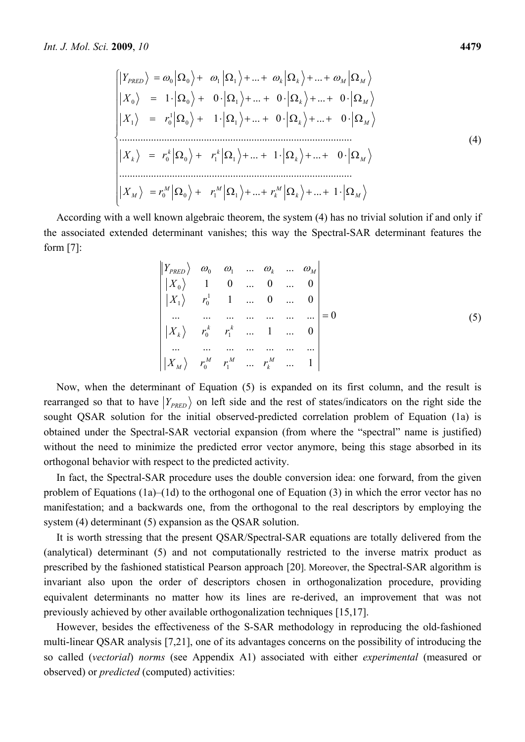$$
\begin{cases}
\left|Y_{PRED}\right\rangle = \omega_0\left|\Omega_0\right\rangle + \omega_1\left|\Omega_1\right\rangle + ... + \omega_k\left|\Omega_k\right\rangle + ... + \omega_M\left|\Omega_M\right\rangle \\
\left|X_0\right\rangle \;=\; 1\cdot\left|\Omega_0\right\rangle + 0\cdot\left|\Omega_1\right\rangle + ... + 0\cdot\left|\Omega_k\right\rangle + ... + 0\cdot\left|\Omega_M\right\rangle \\
\left|X_1\right\rangle \;=\; r_0^1\left|\Omega_0\right\rangle + 1\cdot\left|\Omega_1\right\rangle + ... + 0\cdot\left|\Omega_k\right\rangle + ... + 0\cdot\left|\Omega_M\right\rangle \\
\text{..............................................................................} \\
\left|X_k\right\rangle \;=\; r_0^k\left|\Omega_0\right\rangle + r_1^k\left|\Omega_1\right\rangle + ... + 1\cdot\left|\Omega_k\right\rangle + ... + 0\cdot\left|\Omega_M\right\rangle \\
\text{..............................................................................} \\
\left|X_M\right\rangle = r_0^M\left|\Omega_0\right\rangle + r_1^M\left|\Omega_1\right\rangle + ... + r_k^M\left|\Omega_k\right\rangle + ... + 1\cdot\left|\Omega_M\right\rangle
\end{cases}
\tag{4}
$$

According with a well known algebraic theorem, the system (4) has no trivial solution if and only if the associated extended determinant vanishes; this way the Spectral-SAR determinant features the form [7]:

$$
\begin{vmatrix}
\left|Y_{PRED}\right\rangle & \omega_0 & \omega_1 & ... & \omega_k & ... & \omega_M \\
\left|X_0\right\rangle & 1 & 0 & ... & 0 & ... & 0 \\
\left|X_1\right\rangle & r_0^1 & 1 & ... & 0 & ... & 0 \\
... & ... & ... & ... & ... & ... & ... \\
\left|X_k\right\rangle & r_0^k & r_1^k & ... & 1 & ... & 0 \\
... & ... & ... & ... & ... & ... & ... \\
\left|X_M\right\rangle & r_0^M & r_1^M & ... & r_k^M & ... & 1
\end{vmatrix} = 0
\tag{5}
$$

Now, when the determinant of Equation (5) is expanded on its first column, and the result is rearranged so that to have $\left|Y_{PRED}\right\rangle$ on left side and the rest of states/indicators on the right side the sought QSAR solution for the initial observed-predicted correlation problem of Equation (1a) is obtained under the Spectral-SAR vectorial expansion (from where the "spectral" name is justified) without the need to minimize the predicted error vector anymore, being this stage absorbed in its orthogonal behavior with respect to the predicted activity.

In fact, the Spectral-SAR procedure uses the double conversion idea: one forward, from the given problem of Equations (1a)–(1d) to the orthogonal one of Equation (3) in which the error vector has no manifestation; and a backwards one, from the orthogonal to the real descriptors by employing the system (4) determinant (5) expansion as the QSAR solution.

It is worth stressing that the present QSAR/Spectral-SAR equations are totally delivered from the (analytical) determinant (5) and not computationally restricted to the inverse matrix product as prescribed by the fashioned statistical Pearson approach [20]. Moreover, the Spectral-SAR algorithm is invariant also upon the order of descriptors chosen in orthogonalization procedure, providing equivalent determinants no matter how its lines are re-derived, an improvement that was not previously achieved by other available orthogonalization techniques [15,17].

However, besides the effectiveness of the S-SAR methodology in reproducing the old-fashioned multi-linear QSAR analysis [7,21], one of its advantages concerns on the possibility of introducing the so called (*vectorial*) *norms* (see Appendix A1) associated with either *experimental* (measured or observed) or *predicted* (computed) activities: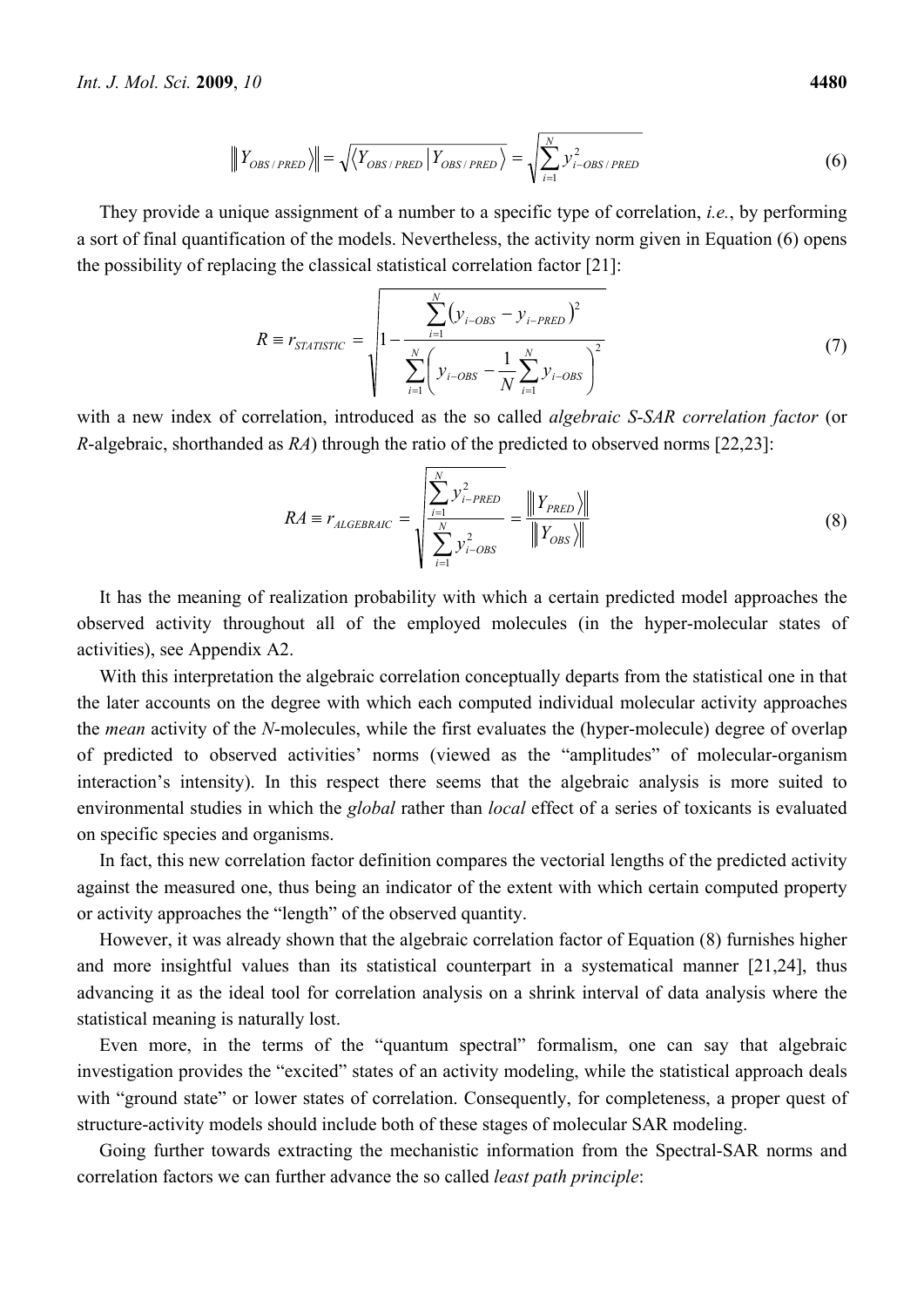$$\left\| Y_{OBS/PRED} \right\rangle\| = \sqrt{\langle Y_{OBS/PRED} | Y_{OBS/PRED} \rangle} = \sqrt{\sum_{i=1}^{N} y_{i-OBS/PRED}^{2}} \tag{6}$$

They provide a unique assignment of a number to a specific type of correlation, *i.e.*, by performing a sort of final quantification of the models. Nevertheless, the activity norm given in Equation (6) opens the possibility of replacing the classical statistical correlation factor [21]:

$$R \equiv r_{STATISTIC} = \sqrt{1 - \frac{\sum_{i=1}^{N} \left( y_{i-OBS} - y_{i-PRED} \right)^{2}}{\sum_{i=1}^{N} \left( y_{i-OBS} - \frac{1}{N} \sum_{i=1}^{N} y_{i-OBS} \right)^{2}}} \tag{7}$$

with a new index of correlation, introduced as the so called *algebraic S-SAR correlation factor* (or *R*-algebraic, shorthanded as *RA*) through the ratio of the predicted to observed norms [22,23]:

$$RA \equiv r_{ALGEBRAIC} = \sqrt{\frac{\sum_{i=1}^{N} y_{i-PRED}^{2}}{\sum_{i=1}^{N} y_{i-OBS}^{2}}} = \frac{\left\| Y_{PRED} \right\rangle\|}{\left\| Y_{OBS} \right\rangle\|} \tag{8}$$

It has the meaning of realization probability with which a certain predicted model approaches the observed activity throughout all of the employed molecules (in the hyper-molecular states of activities), see Appendix A2.

With this interpretation the algebraic correlation conceptually departs from the statistical one in that the later accounts on the degree with which each computed individual molecular activity approaches the *mean* activity of the *N*-molecules, while the first evaluates the (hyper-molecule) degree of overlap of predicted to observed activities' norms (viewed as the "amplitudes" of molecular-organism interaction's intensity). In this respect there seems that the algebraic analysis is more suited to environmental studies in which the *global* rather than *local* effect of a series of toxicants is evaluated on specific species and organisms.

In fact, this new correlation factor definition compares the vectorial lengths of the predicted activity against the measured one, thus being an indicator of the extent with which certain computed property or activity approaches the "length" of the observed quantity.

However, it was already shown that the algebraic correlation factor of Equation (8) furnishes higher and more insightful values than its statistical counterpart in a systematical manner [21,24], thus advancing it as the ideal tool for correlation analysis on a shrink interval of data analysis where the statistical meaning is naturally lost.

Even more, in the terms of the "quantum spectral" formalism, one can say that algebraic investigation provides the "excited" states of an activity modeling, while the statistical approach deals with "ground state" or lower states of correlation. Consequently, for completeness, a proper quest of structure-activity models should include both of these stages of molecular SAR modeling.

Going further towards extracting the mechanistic information from the Spectral-SAR norms and correlation factors we can further advance the so called *least path principle*: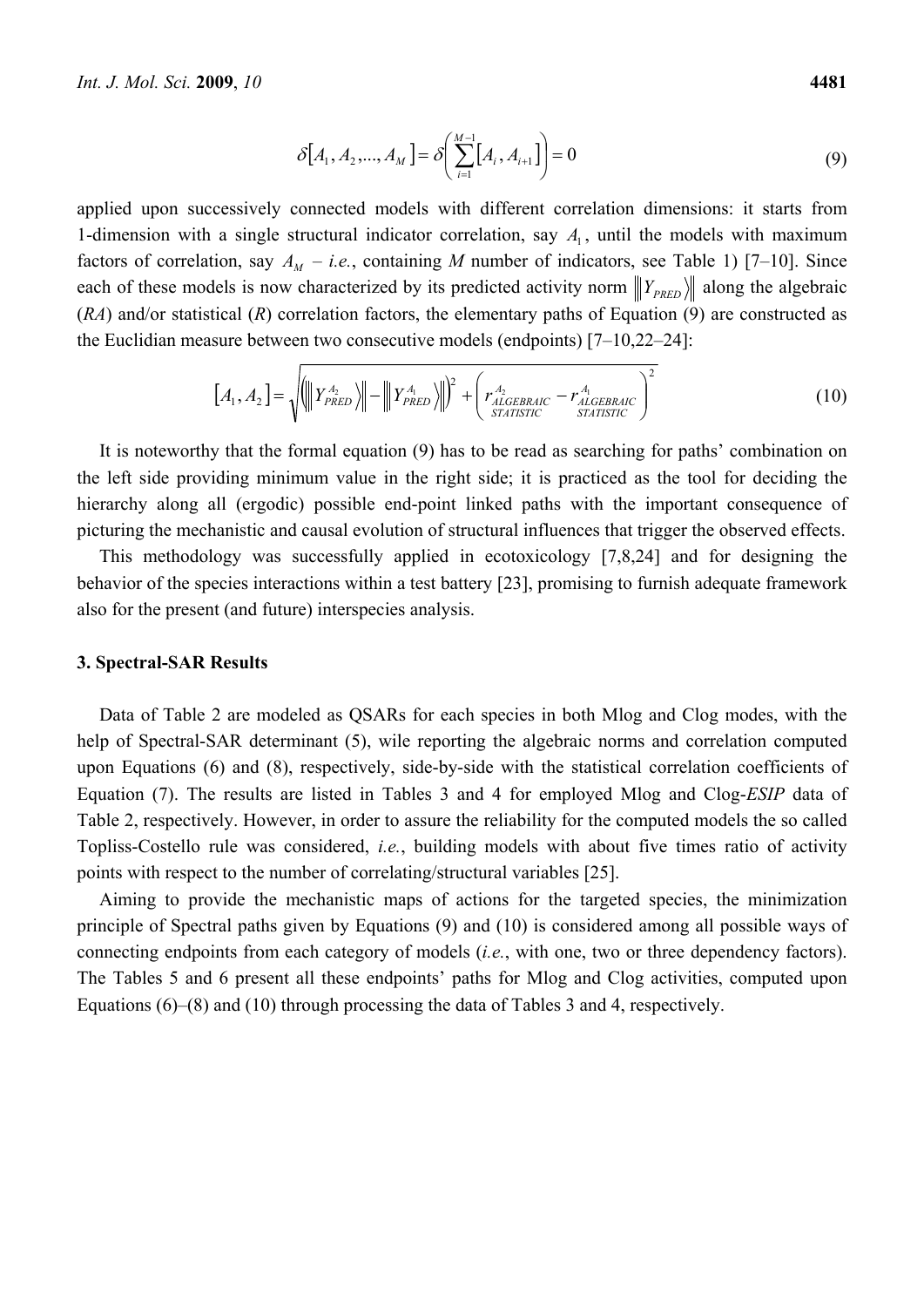$$\delta[A_1, A_2, ..., A_M] = \delta\left(\sum_{i=1}^{M-1}[A_i, A_{i+1}]\right) = 0 \tag{9}$$

applied upon successively connected models with different correlation dimensions: it starts from 1-dimension with a single structural indicator correlation, say $A_1$, until the models with maximum factors of correlation, say $A_M$ – *i.e.*, containing *M* number of indicators, see Table 1) [7–10]. Since each of these models is now characterized by its predicted activity norm $\left\| |Y_{PRED}\rangle \right\|$ along the algebraic (*RA*) and/or statistical (*R*) correlation factors, the elementary paths of Equation (9) are constructed as the Euclidian measure between two consecutive models (endpoints) [7–10,22–24]:

$$[A_1, A_2] = \sqrt{\left(\left\| |Y_{PRED}^{A_2}\rangle \right\| - \left\| |Y_{PRED}^{A_1}\rangle \right\|\right)^2 + \left(r_{\substack{ALGEBRAIC\\STATISTIC}}^{A_2} - r_{\substack{ALGEBRAIC\\STATISTIC}}^{A_1}\right)^2} \tag{10}$$

It is noteworthy that the formal equation (9) has to be read as searching for paths' combination on the left side providing minimum value in the right side; it is practiced as the tool for deciding the hierarchy along all (ergodic) possible end-point linked paths with the important consequence of picturing the mechanistic and causal evolution of structural influences that trigger the observed effects.

This methodology was successfully applied in ecotoxicology [7,8,24] and for designing the behavior of the species interactions within a test battery [23], promising to furnish adequate framework also for the present (and future) interspecies analysis.

## 3. Spectral-SAR Results

Data of Table 2 are modeled as QSARs for each species in both Mlog and Clog modes, with the help of Spectral-SAR determinant (5), wile reporting the algebraic norms and correlation computed upon Equations (6) and (8), respectively, side-by-side with the statistical correlation coefficients of Equation (7). The results are listed in Tables 3 and 4 for employed Mlog and Clog-*ESIP* data of Table 2, respectively. However, in order to assure the reliability for the computed models the so called Topliss-Costello rule was considered, *i.e.*, building models with about five times ratio of activity points with respect to the number of correlating/structural variables [25].

Aiming to provide the mechanistic maps of actions for the targeted species, the minimization principle of Spectral paths given by Equations (9) and (10) is considered among all possible ways of connecting endpoints from each category of models (*i.e.*, with one, two or three dependency factors). The Tables 5 and 6 present all these endpoints' paths for Mlog and Clog activities, computed upon Equations (6)–(8) and (10) through processing the data of Tables 3 and 4, respectively.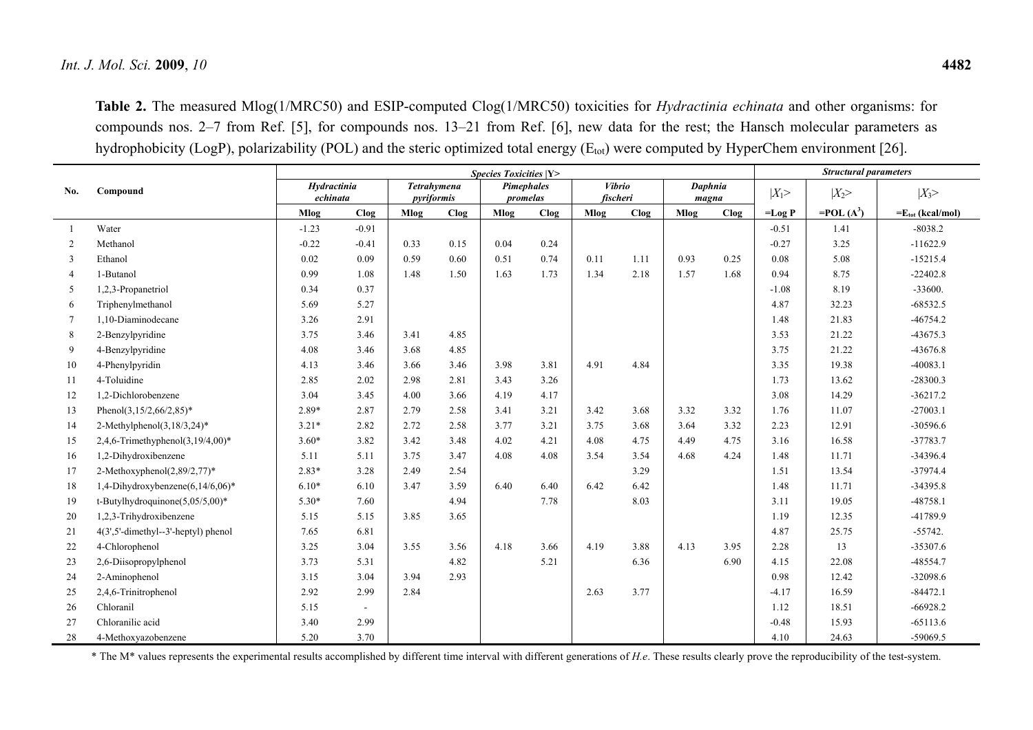**Table 2.** The measured Mlog(1/MRC50) and ESIP-computed Clog(1/MRC50) toxicities for *Hydractinia echinata* and other organisms: for compounds nos. 2–7 from Ref. [5], for compounds nos. 13–21 from Ref. [6], new data for the rest; the Hansch molecular parameters as hydrophobicity (LogP), polarizability (POL) and the steric optimized total energy ($E_{tot}$) were computed by HyperChem environment [26].

| No. | Compound | *Species Toxicities* \|Y> | | | | | | | | | | *Structural parameters* | | |
|---|---|---|---|---|---|---|---|---|---|---|---|---|---|---|
| | | *Hydractinia echinata* | | *Tetrahymena pyriformis* | | *Pimephales promelas* | | *Vibrio fischeri* | | *Daphnia magna* | | $\|X_1>$ | $\|X_2>$ | $\|X_3>$ |
| | | Mlog | Clog | Mlog | Clog | Mlog | Clog | Mlog | Clog | Mlog | Clog | =Log P | =POL ($A^3$) | $=E_{tot}$ (kcal/mol) |
| 1 | Water | -1.23 | -0.91 | | | | | | | | | -0.51 | 1.41 | -8038.2 |
| 2 | Methanol | -0.22 | -0.41 | 0.33 | 0.15 | 0.04 | 0.24 | | | | | -0.27 | 3.25 | -11622.9 |
| 3 | Ethanol | 0.02 | 0.09 | 0.59 | 0.60 | 0.51 | 0.74 | 0.11 | 1.11 | 0.93 | 0.25 | 0.08 | 5.08 | -15215.4 |
| 4 | 1-Butanol | 0.99 | 1.08 | 1.48 | 1.50 | 1.63 | 1.73 | 1.34 | 2.18 | 1.57 | 1.68 | 0.94 | 8.75 | -22402.8 |
| 5 | 1,2,3-Propanetriol | 0.34 | 0.37 | | | | | | | | | -1.08 | 8.19 | -33600. |
| 6 | Triphenylmethanol | 5.69 | 5.27 | | | | | | | | | 4.87 | 32.23 | -68532.5 |
| 7 | 1,10-Diaminodecane | 3.26 | 2.91 | | | | | | | | | 1.48 | 21.83 | -46754.2 |
| 8 | 2-Benzylpyridine | 3.75 | 3.46 | 3.41 | 4.85 | | | | | | | 3.53 | 21.22 | -43675.3 |
| 9 | 4-Benzylpyridine | 4.08 | 3.46 | 3.68 | 4.85 | | | | | | | 3.75 | 21.22 | -43676.8 |
| 10 | 4-Phenylpyridin | 4.13 | 3.46 | 3.66 | 3.46 | 3.98 | 3.81 | 4.91 | 4.84 | | | 3.35 | 19.38 | -40083.1 |
| 11 | 4-Toluidine | 2.85 | 2.02 | 2.98 | 2.81 | 3.43 | 3.26 | | | | | 1.73 | 13.62 | -28300.3 |
| 12 | 1,2-Dichlorobenzene | 3.04 | 3.45 | 4.00 | 3.66 | 4.19 | 4.17 | | | | | 3.08 | 14.29 | -36217.2 |
| 13 | Phenol(3,15/2,66/2,85)* | 2.89* | 2.87 | 2.79 | 2.58 | 3.41 | 3.21 | 3.42 | 3.68 | 3.32 | 3.32 | 1.76 | 11.07 | -27003.1 |
| 14 | 2-Methylphenol(3,18/3,24)* | 3.21* | 2.82 | 2.72 | 2.58 | 3.77 | 3.21 | 3.75 | 3.68 | 3.64 | 3.32 | 2.23 | 12.91 | -30596.6 |
| 15 | 2,4,6-Trimethyphenol(3,19/4,00)* | 3.60* | 3.82 | 3.42 | 3.48 | 4.02 | 4.21 | 4.08 | 4.75 | 4.49 | 4.75 | 3.16 | 16.58 | -37783.7 |
| 16 | 1,2-Dihydroxibenzene | 5.11 | 5.11 | 3.75 | 3.47 | 4.08 | 4.08 | 3.54 | 3.54 | 4.68 | 4.24 | 1.48 | 11.71 | -34396.4 |
| 17 | 2-Methoxyphenol(2,89/2,77)* | 2.83* | 3.28 | 2.49 | 2.54 | | | | 3.29 | | | 1.51 | 13.54 | -37974.4 |
| 18 | 1,4-Dihydroxybenzene(6,14/6,06)* | 6.10* | 6.10 | 3.47 | 3.59 | 6.40 | 6.40 | 6.42 | 6.42 | | | 1.48 | 11.71 | -34395.8 |
| 19 | t-Butylhydroquinone(5,05/5,00)* | 5.30* | 7.60 | | 4.94 | | 7.78 | | 8.03 | | | 3.11 | 19.05 | -48758.1 |
| 20 | 1,2,3-Trihydroxibenzene | 5.15 | 5.15 | 3.85 | 3.65 | | | | | | | 1.19 | 12.35 | -41789.9 |
| 21 | 4(3',5'-dimethyl--3'-heptyl) phenol | 7.65 | 6.81 | | | | | | | | | 4.87 | 25.75 | -55742. |
| 22 | 4-Chlorophenol | 3.25 | 3.04 | 3.55 | 3.56 | 4.18 | 3.66 | 4.19 | 3.88 | 4.13 | 3.95 | 2.28 | 13 | -35307.6 |
| 23 | 2,6-Diisopropylphenol | 3.73 | 5.31 | | 4.82 | | 5.21 | | 6.36 | | 6.90 | 4.15 | 22.08 | -48554.7 |
| 24 | 2-Aminophenol | 3.15 | 3.04 | 3.94 | 2.93 | | | | | | | 0.98 | 12.42 | -32098.6 |
| 25 | 2,4,6-Trinitrophenol | 2.92 | 2.99 | 2.84 | | | | 2.63 | 3.77 | | | -4.17 | 16.59 | -84472.1 |
| 26 | Chloranil | 5.15 | - | | | | | | | | | 1.12 | 18.51 | -66928.2 |
| 27 | Chloranilic acid | 3.40 | 2.99 | | | | | | | | | -0.48 | 15.93 | -65113.6 |
| 28 | 4-Methoxyazobenzene | 5.20 | 3.70 | | | | | | | | | 4.10 | 24.63 | -59069.5 |

\* The M* values represents the experimental results accomplished by different time interval with different generations of *H.e*. These results clearly prove the reproducibility of the test-system.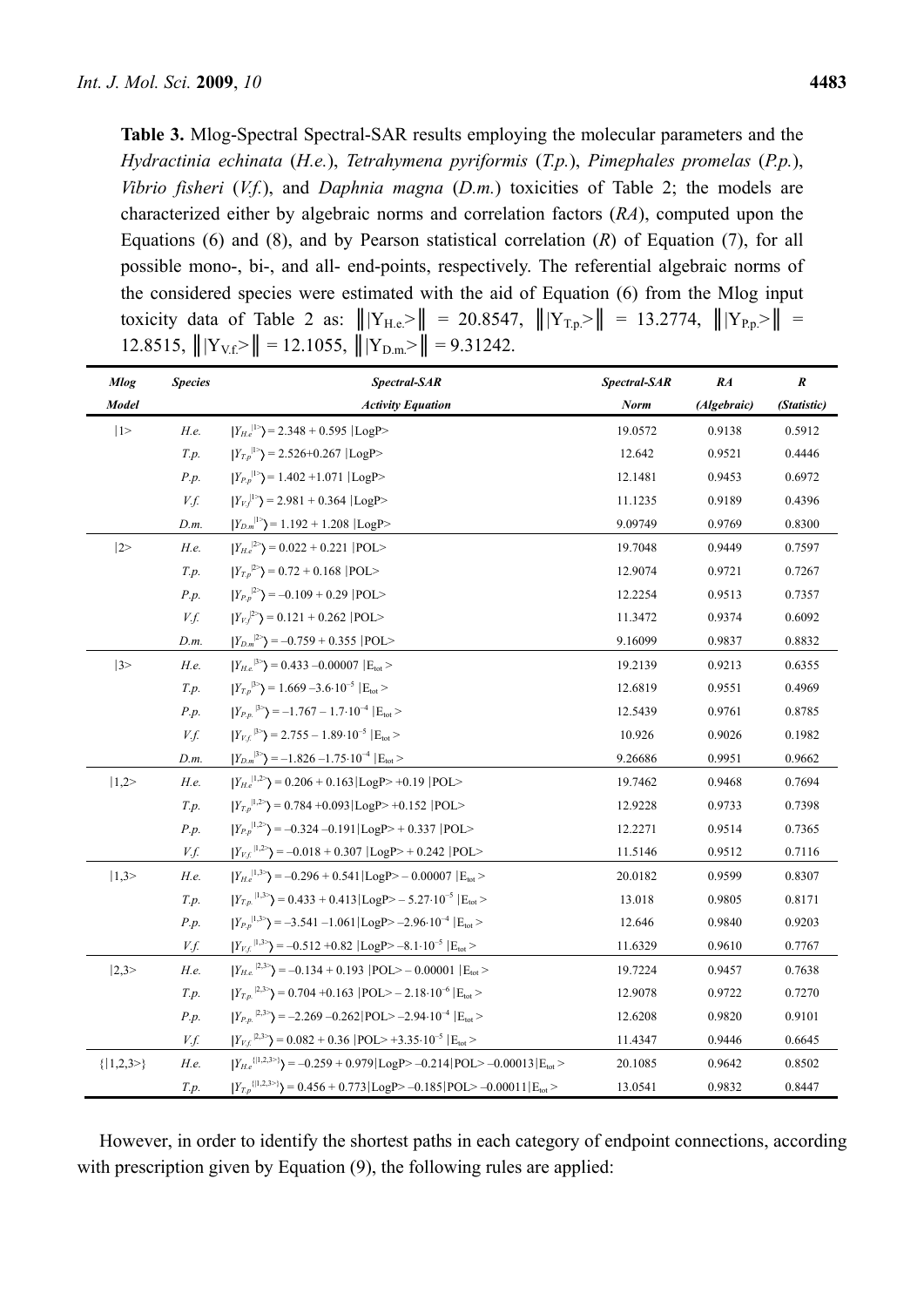**Table 3.** Mlog-Spectral Spectral-SAR results employing the molecular parameters and the *Hydractinia echinata* (*H.e.*), *Tetrahymena pyriformis* (*T.p.*), *Pimephales promelas* (*P.p.*), *Vibrio fisheri* (*V.f.*), and *Daphnia magna* (*D.m.*) toxicities of Table 2; the models are characterized either by algebraic norms and correlation factors (*RA*), computed upon the Equations (6) and (8), and by Pearson statistical correlation (*R*) of Equation (7), for all possible mono-, bi-, and all- end-points, respectively. The referential algebraic norms of the considered species were estimated with the aid of Equation (6) from the Mlog input toxicity data of Table 2 as: $\left\| |Y_{H.e.}> \right\| = 20.8547$, $\left\| |Y_{T.p.}> \right\| = 13.2774$, $\left\| |Y_{P.p.}> \right\| = 12.8515$, $\left\| |Y_{V.f.}> \right\| = 12.1055$, $\left\| |Y_{D.m.}> \right\| = 9.31242$.

| *Mlog Model* | *Species* | *Spectral-SAR Activity Equation* | *Spectral-SAR Norm* | *RA (Algebraic)* | *R (Statistic)* |
|---|---|---|---|---|---|
| $\|1>$ | *H.e.* | $\|Y_{H.e}^{\|1>}\rangle = 2.348 + 0.595\ \|LogP>$ | 19.0572 | 0.9138 | 0.5912 |
| | *T.p.* | $\|Y_{T.p}^{\|1>}\rangle = 2.526 + 0.267\ \|LogP>$ | 12.642 | 0.9521 | 0.4446 |
| | *P.p.* | $\|Y_{P.p}^{\|1>}\rangle = 1.402 + 1.071\ \|LogP>$ | 12.1481 | 0.9453 | 0.6972 |
| | *V.f.* | $\|Y_{V.f}^{\|1>}\rangle = 2.981 + 0.364\ \|LogP>$ | 11.1235 | 0.9189 | 0.4396 |
| | *D.m.* | $\|Y_{D.m}^{\|1>}\rangle = 1.192 + 1.208\ \|LogP>$ | 9.09749 | 0.9769 | 0.8300 |
| $\|2>$ | *H.e.* | $\|Y_{H.e}^{\|2>}\rangle = 0.022 + 0.221\ \|POL>$ | 19.7048 | 0.9449 | 0.7597 |
| | *T.p.* | $\|Y_{T.p}^{\|2>}\rangle = 0.72 + 0.168\ \|POL>$ | 12.9074 | 0.9721 | 0.7267 |
| | *P.p.* | $\|Y_{P.p}^{\|2>}\rangle = -0.109 + 0.29\ \|POL>$ | 12.2254 | 0.9513 | 0.7357 |
| | *V.f.* | $\|Y_{V.f}^{\|2>}\rangle = 0.121 + 0.262\ \|POL>$ | 11.3472 | 0.9374 | 0.6092 |
| | *D.m.* | $\|Y_{D.m}^{\|2>}\rangle = -0.759 + 0.355\ \|POL>$ | 9.16099 | 0.9837 | 0.8832 |
| $\|3>$ | *H.e.* | $\|Y_{H.e.}^{\|3>}\rangle = 0.433 - 0.00007\ \|E_{tot}>$ | 19.2139 | 0.9213 | 0.6355 |
| | *T.p.* | $\|Y_{T.p}^{\|3>}\rangle = 1.669 - 3.6\cdot10^{-5}\ \|E_{tot}>$ | 12.6819 | 0.9551 | 0.4969 |
| | *P.p.* | $\|Y_{P.p.}^{\|3>}\rangle = -1.767 - 1.7\cdot10^{-4}\ \|E_{tot}>$ | 12.5439 | 0.9761 | 0.8785 |
| | *V.f.* | $\|Y_{V.f.}^{\|3>}\rangle = 2.755 - 1.89\cdot10^{-5}\ \|E_{tot}>$ | 10.926 | 0.9026 | 0.1982 |
| | *D.m.* | $\|Y_{D.m}^{\|3>}\rangle = -1.826 - 1.75\cdot10^{-4}\ \|E_{tot}>$ | 9.26686 | 0.9951 | 0.9662 |
| $\|1,2>$ | *H.e.* | $\|Y_{H.e}^{\|1,2>}\rangle = 0.206 + 0.163\|LogP> + 0.19\ \|POL>$ | 19.7462 | 0.9468 | 0.7694 |
| | *T.p.* | $\|Y_{T.p}^{\|1,2>}\rangle = 0.784 + 0.093\|LogP> + 0.152\ \|POL>$ | 12.9228 | 0.9733 | 0.7398 |
| | *P.p.* | $\|Y_{P.p}^{\|1,2>}\rangle = -0.324 - 0.191\|LogP> + 0.337\ \|POL>$ | 12.2271 | 0.9514 | 0.7365 |
| | *V.f.* | $\|Y_{V.f.}^{\|1,2>}\rangle = -0.018 + 0.307\ \|LogP> + 0.242\ \|POL>$ | 11.5146 | 0.9512 | 0.7116 |
| $\|1,3>$ | *H.e.* | $\|Y_{H.e}^{\|1,3>}\rangle = -0.296 + 0.541\|LogP> - 0.00007\ \|E_{tot}>$ | 20.0182 | 0.9599 | 0.8307 |
| | *T.p.* | $\|Y_{T.p.}^{\|1,3>}\rangle = 0.433 + 0.413\|LogP> - 5.27\cdot10^{-5}\ \|E_{tot}>$ | 13.018 | 0.9805 | 0.8171 |
| | *P.p.* | $\|Y_{P.p}^{\|1,3>}\rangle = -3.541 - 1.061\|LogP> - 2.96\cdot10^{-4}\ \|E_{tot}>$ | 12.646 | 0.9840 | 0.9203 |
| | *V.f.* | $\|Y_{V.f.}^{\|1,3>}\rangle = -0.512 + 0.82\ \|LogP> - 8.1\cdot10^{-5}\ \|E_{tot}>$ | 11.6329 | 0.9610 | 0.7767 |
| $\|2,3>$ | *H.e.* | $\|Y_{H.e.}^{\|2,3>}\rangle = -0.134 + 0.193\ \|POL> - 0.00001\ \|E_{tot}>$ | 19.7224 | 0.9457 | 0.7638 |
| | *T.p.* | $\|Y_{T.p.}^{\|2,3>}\rangle = 0.704 + 0.163\ \|POL> - 2.18\cdot10^{-6}\ \|E_{tot}>$ | 12.9078 | 0.9722 | 0.7270 |
| | *P.p.* | $\|Y_{P.p.}^{\|2,3>}\rangle = -2.269 - 0.262\|POL> - 2.94\cdot10^{-4}\ \|E_{tot}>$ | 12.6208 | 0.9820 | 0.9101 |
| | *V.f.* | $\|Y_{V.f.}^{\|2,3>}\rangle = 0.082 + 0.36\ \|POL> + 3.35\cdot10^{-5}\ \|E_{tot}>$ | 11.4347 | 0.9446 | 0.6645 |
| $\{\|1,2,3>\}$ | *H.e.* | $\|Y_{H.e}^{\{\|1,2,3>\}}\rangle = -0.259 + 0.979\|LogP> - 0.214\|POL> - 0.00013\|E_{tot}>$ | 20.1085 | 0.9642 | 0.8502 |
| | *T.p.* | $\|Y_{T.p}^{\{\|1,2,3>\}}\rangle = 0.456 + 0.773\|LogP> - 0.185\|POL> - 0.00011\|E_{tot}>$ | 13.0541 | 0.9832 | 0.8447 |

However, in order to identify the shortest paths in each category of endpoint connections, according with prescription given by Equation (9), the following rules are applied: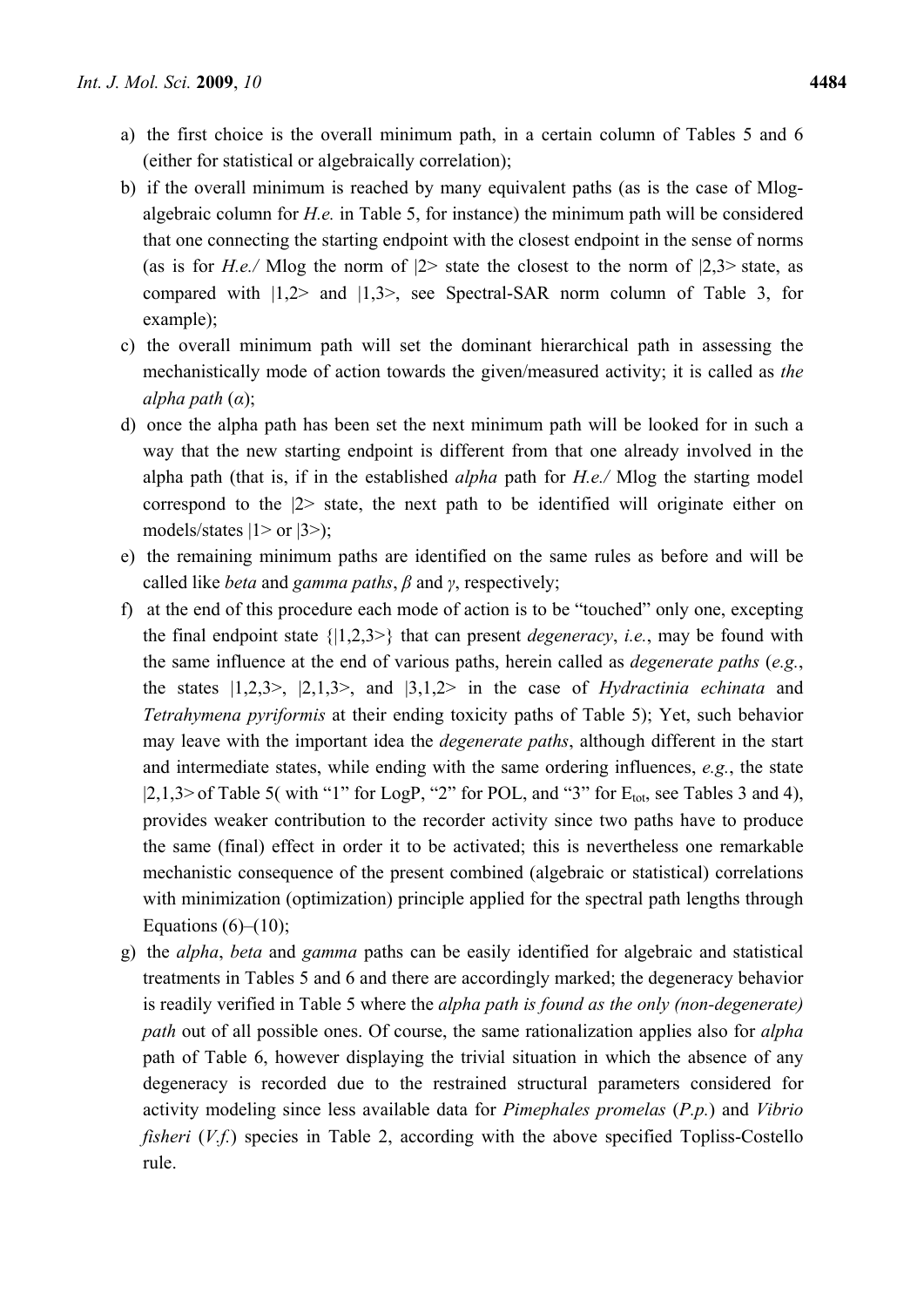a) the first choice is the overall minimum path, in a certain column of Tables 5 and 6 (either for statistical or algebraically correlation);
b) if the overall minimum is reached by many equivalent paths (as is the case of Mlog-algebraic column for *H.e.* in Table 5, for instance) the minimum path will be considered that one connecting the starting endpoint with the closest endpoint in the sense of norms (as is for *H.e./* Mlog the norm of |2> state the closest to the norm of |2,3> state, as compared with |1,2> and |1,3>, see Spectral-SAR norm column of Table 3, for example);
c) the overall minimum path will set the dominant hierarchical path in assessing the mechanistically mode of action towards the given/measured activity; it is called as *the alpha path* ($\alpha$);
d) once the alpha path has been set the next minimum path will be looked for in such a way that the new starting endpoint is different from that one already involved in the alpha path (that is, if in the established *alpha* path for *H.e./* Mlog the starting model correspond to the |2> state, the next path to be identified will originate either on models/states |1> or |3>);
e) the remaining minimum paths are identified on the same rules as before and will be called like *beta* and *gamma paths*, $\beta$ and $\gamma$, respectively;
f) at the end of this procedure each mode of action is to be "touched" only one, excepting the final endpoint state {|1,2,3>} that can present *degeneracy*, *i.e.*, may be found with the same influence at the end of various paths, herein called as *degenerate paths* (*e.g.*, the states |1,2,3>, |2,1,3>, and |3,1,2> in the case of *Hydractinia echinata* and *Tetrahymena pyriformis* at their ending toxicity paths of Table 5); Yet, such behavior may leave with the important idea the *degenerate paths*, although different in the start and intermediate states, while ending with the same ordering influences, *e.g.*, the state |2,1,3> of Table 5( with "1" for LogP, "2" for POL, and "3" for $E_{tot}$, see Tables 3 and 4), provides weaker contribution to the recorder activity since two paths have to produce the same (final) effect in order it to be activated; this is nevertheless one remarkable mechanistic consequence of the present combined (algebraic or statistical) correlations with minimization (optimization) principle applied for the spectral path lengths through Equations (6)–(10);
g) the *alpha*, *beta* and *gamma* paths can be easily identified for algebraic and statistical treatments in Tables 5 and 6 and there are accordingly marked; the degeneracy behavior is readily verified in Table 5 where the *alpha path is found as the only (non-degenerate) path* out of all possible ones. Of course, the same rationalization applies also for *alpha* path of Table 6, however displaying the trivial situation in which the absence of any degeneracy is recorded due to the restrained structural parameters considered for activity modeling since less available data for *Pimephales promelas* (*P.p.*) and *Vibrio fisheri* (*V.f.*) species in Table 2, according with the above specified Topliss-Costello rule.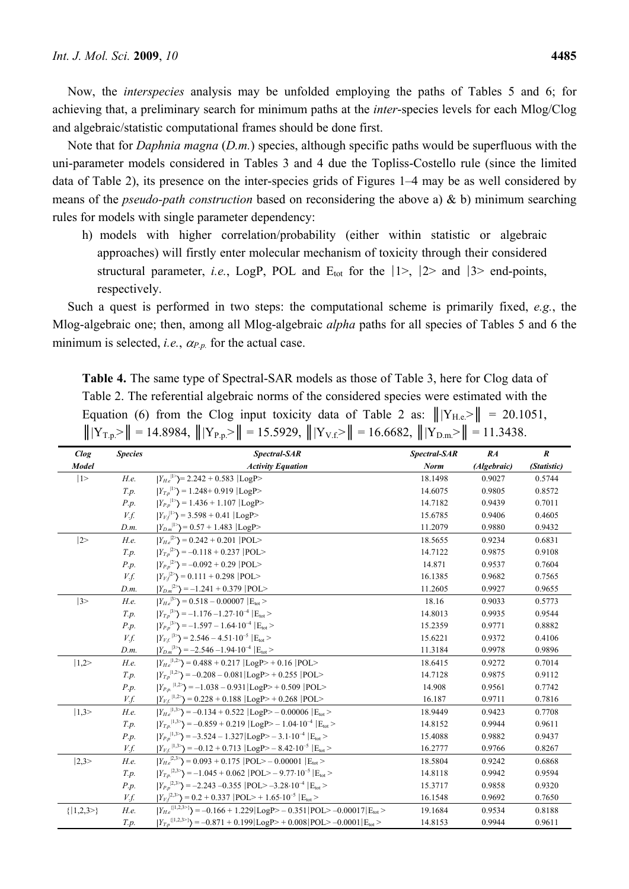Now, the *interspecies* analysis may be unfolded employing the paths of Tables 5 and 6; for achieving that, a preliminary search for minimum paths at the *inter*-species levels for each Mlog/Clog and algebraic/statistic computational frames should be done first.

Note that for *Daphnia magna* (*D.m.*) species, although specific paths would be superfluous with the uni-parameter models considered in Tables 3 and 4 due the Topliss-Costello rule (since the limited data of Table 2), its presence on the inter-species grids of Figures 1–4 may be as well considered by means of the *pseudo-path construction* based on reconsidering the above a) & b) minimum searching rules for models with single parameter dependency:

h) models with higher correlation/probability (either within statistic or algebraic approaches) will firstly enter molecular mechanism of toxicity through their considered structural parameter, *i.e.*, LogP, POL and $E_{tot}$ for the $|1\rangle$, $|2\rangle$ and $|3\rangle$ end-points, respectively.

Such a quest is performed in two steps: the computational scheme is primarily fixed, *e.g.*, the Mlog-algebraic one; then, among all Mlog-algebraic *alpha* paths for all species of Tables 5 and 6 the minimum is selected, *i.e.*, $\alpha_{P.p.}$ for the actual case.

**Table 4.** The same type of Spectral-SAR models as those of Table 3, here for Clog data of Table 2. The referential algebraic norms of the considered species were estimated with the Equation (6) from the Clog input toxicity data of Table 2 as: $\| |Y_{H.e.}\rangle \|$ = 20.1051, $\| |Y_{T.p.}\rangle \|$ = 14.8984, $\| |Y_{P.p.}\rangle \|$ = 15.5929, $\| |Y_{V.f.}\rangle \|$ = 16.6682, $\| |Y_{D.m.}\rangle \|$ = 11.3438.

| Clog Model | Species | Spectral-SAR Activity Equation | Spectral-SAR Norm | RA (Algebraic) | R (Statistic) |
|---|---|---|---|---|---|
| $\|1\rangle$ | H.e. | $\|Y_{H.e}{}^{\|1\rangle}\rangle = 2.242 + 0.583\ \|LogP\rangle$ | 18.1498 | 0.9027 | 0.5744 |
| | T.p. | $\|Y_{T.p}{}^{\|1\rangle}\rangle = 1.248 + 0.919\ \|LogP\rangle$ | 14.6075 | 0.9805 | 0.8572 |
| | P.p. | $\|Y_{P.p}{}^{\|1\rangle}\rangle = 1.436 + 1.107\ \|LogP\rangle$ | 14.7182 | 0.9439 | 0.7011 |
| | V.f. | $\|Y_{V.f}{}^{\|1\rangle}\rangle = 3.598 + 0.41\ \|LogP\rangle$ | 15.6785 | 0.9406 | 0.4605 |
| | D.m. | $\|Y_{D.m}{}^{\|1\rangle}\rangle = 0.57 + 1.483\ \|LogP\rangle$ | 11.2079 | 0.9880 | 0.9432 |
| $\|2\rangle$ | H.e. | $\|Y_{H.e}{}^{\|2\rangle}\rangle = 0.242 + 0.201\ \|POL\rangle$ | 18.5655 | 0.9234 | 0.6831 |
| | T.p. | $\|Y_{T.p}{}^{\|2\rangle}\rangle = -0.118 + 0.237\ \|POL\rangle$ | 14.7122 | 0.9875 | 0.9108 |
| | P.p. | $\|Y_{P.p}{}^{\|2\rangle}\rangle = -0.092 + 0.29\ \|POL\rangle$ | 14.871 | 0.9537 | 0.7604 |
| | V.f. | $\|Y_{V.f}{}^{\|2\rangle}\rangle = 0.111 + 0.298\ \|POL\rangle$ | 16.1385 | 0.9682 | 0.7565 |
| | D.m. | $\|Y_{D.m}{}^{\|2\rangle}\rangle = -1.241 + 0.379\ \|POL\rangle$ | 11.2605 | 0.9927 | 0.9655 |
| $\|3\rangle$ | H.e. | $\|Y_{H.e}{}^{\|3\rangle}\rangle = 0.518 - 0.00007\ \|E_{tot}\rangle$ | 18.16 | 0.9033 | 0.5773 |
| | T.p. | $\|Y_{T.p}{}^{\|3\rangle}\rangle = -1.176 - 1.27\cdot10^{-4}\ \|E_{tot}\rangle$ | 14.8013 | 0.9935 | 0.9544 |
| | P.p. | $\|Y_{P.p}{}^{\|3\rangle}\rangle = -1.597 - 1.64\cdot10^{-4}\ \|E_{tot}\rangle$ | 15.2359 | 0.9771 | 0.8882 |
| | V.f. | $\|Y_{V.f.}{}^{\|3\rangle}\rangle = 2.546 - 4.51\cdot10^{-5}\ \|E_{tot}\rangle$ | 15.6221 | 0.9372 | 0.4106 |
| | D.m. | $\|Y_{D.m}{}^{\|3\rangle}\rangle = -2.546 - 1.94\cdot10^{-4}\ \|E_{tot}\rangle$ | 11.3184 | 0.9978 | 0.9896 |
| $\|1,2\rangle$ | H.e. | $\|Y_{H.e}{}^{\|1,2\rangle}\rangle = 0.488 + 0.217\ \|LogP\rangle + 0.16\ \|POL\rangle$ | 18.6415 | 0.9272 | 0.7014 |
| | T.p. | $\|Y_{T.p}{}^{\|1,2\rangle}\rangle = -0.208 - 0.081\|LogP\rangle + 0.255\ \|POL\rangle$ | 14.7128 | 0.9875 | 0.9112 |
| | P.p. | $\|Y_{P.p.}{}^{\|1,2\rangle}\rangle = -1.038 - 0.931\|LogP\rangle + 0.509\ \|POL\rangle$ | 14.908 | 0.9561 | 0.7742 |
| | V.f. | $\|Y_{V.f.}{}^{\|1,2\rangle}\rangle = 0.228 + 0.188\ \|LogP\rangle + 0.268\ \|POL\rangle$ | 16.187 | 0.9711 | 0.7816 |
| $\|1,3\rangle$ | H.e. | $\|Y_{H.e}{}^{\|1,3\rangle}\rangle = -0.134 + 0.522\ \|LogP\rangle - 0.00006\ \|E_{tot}\rangle$ | 18.9449 | 0.9423 | 0.7708 |
| | T.p. | $\|Y_{T.p.}{}^{\|1,3\rangle}\rangle = -0.859 + 0.219\ \|LogP\rangle - 1.04\cdot10^{-4}\ \|E_{tot}\rangle$ | 14.8152 | 0.9944 | 0.9611 |
| | P.p. | $\|Y_{P.p}{}^{\|1,3\rangle}\rangle = -3.524 - 1.327\|LogP\rangle - 3.1\cdot10^{-4}\ \|E_{tot}\rangle$ | 15.4088 | 0.9882 | 0.9437 |
| | V.f. | $\|Y_{V.f.}{}^{\|1,3\rangle}\rangle = -0.12 + 0.713\ \|LogP\rangle - 8.42\cdot10^{-5}\ \|E_{tot}\rangle$ | 16.2777 | 0.9766 | 0.8267 |
| $\|2,3\rangle$ | H.e. | $\|Y_{H.e}{}^{\|2,3\rangle}\rangle = 0.093 + 0.175\ \|POL\rangle - 0.00001\ \|E_{tot}\rangle$ | 18.5804 | 0.9242 | 0.6868 |
| | T.p. | $\|Y_{T.p.}{}^{\|2,3\rangle}\rangle = -1.045 + 0.062\ \|POL\rangle - 9.77\cdot10^{-5}\ \|E_{tot}\rangle$ | 14.8118 | 0.9942 | 0.9594 |
| | P.p. | $\|Y_{P.p}{}^{\|2,3\rangle}\rangle = -2.243 - 0.355\ \|POL\rangle - 3.28\cdot10^{-4}\ \|E_{tot}\rangle$ | 15.3717 | 0.9858 | 0.9320 |
| | V.f. | $\|Y_{V.f}{}^{\|2,3\rangle}\rangle = 0.2 + 0.337\ \|POL\rangle + 1.65\cdot10^{-5}\ \|E_{tot}\rangle$ | 16.1548 | 0.9692 | 0.7650 |
| $\{\|1,2,3\rangle\}$ | H.e. | $\|Y_{H.e}{}^{\{\|1,2,3\rangle\}}\rangle = -0.166 + 1.229\|LogP\rangle - 0.351\|POL\rangle - 0.00017\|E_{tot}\rangle$ | 19.1684 | 0.9534 | 0.8188 |
| | T.p. | $\|Y_{T.p}{}^{\{\|1,2,3\rangle\}}\rangle = -0.871 + 0.199\|LogP\rangle + 0.008\|POL\rangle - 0.0001\|E_{tot}\rangle$ | 14.8153 | 0.9944 | 0.9611 |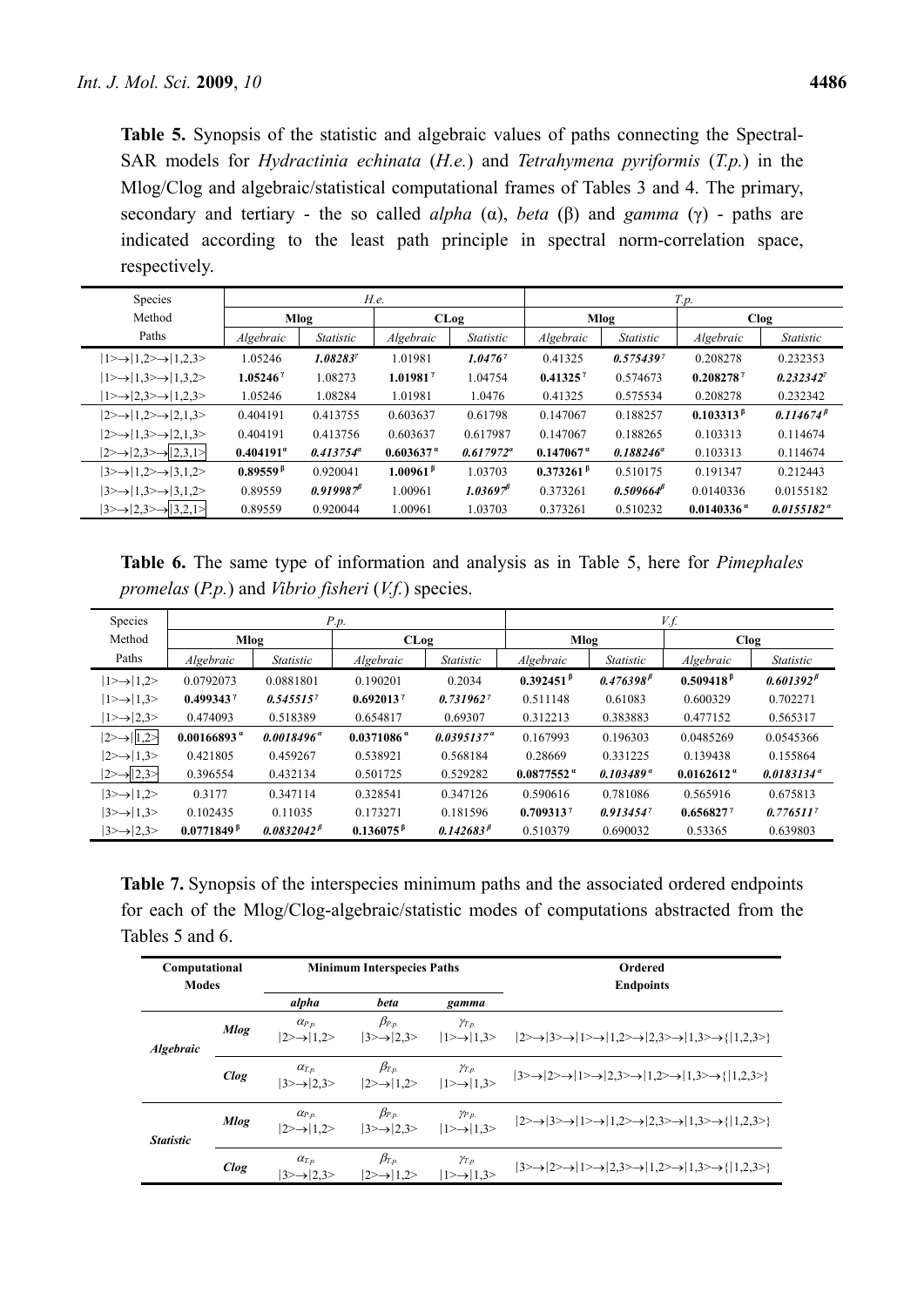**Table 5.** Synopsis of the statistic and algebraic values of paths connecting the Spectral-SAR models for *Hydractinia echinata* (*H.e.*) and *Tetrahymena pyriformis* (*T.p.*) in the Mlog/Clog and algebraic/statistical computational frames of Tables 3 and 4. The primary, secondary and tertiary - the so called *alpha* (α), *beta* (β) and *gamma* (γ) - paths are indicated according to the least path principle in spectral norm-correlation space, respectively.

| Species | *H.e.* | | | | *T.p.* | | | |
|---|---|---|---|---|---|---|---|---|
| Method | **Mlog** | | **CLog** | | **Mlog** | | **Clog** | |
| Paths | *Algebraic* | *Statistic* | *Algebraic* | *Statistic* | *Algebraic* | *Statistic* | *Algebraic* | *Statistic* |
| \|1>→\|1,2>→\|1,2,3> | 1.05246 | ***1.08283***$^{\gamma}$ | 1.01981 | ***1.0476***$^{\gamma}$ | 0.41325 | ***0.575439***$^{\gamma}$ | 0.208278 | 0.232353 |
| \|1>→\|1,3>→\|1,3,2> | **1.05246**$^{\gamma}$ | 1.08273 | **1.01981**$^{\gamma}$ | 1.04754 | **0.41325**$^{\gamma}$ | 0.574673 | **0.208278**$^{\gamma}$ | ***0.232342***$^{\gamma}$ |
| \|1>→\|2,3>→\|1,2,3> | 1.05246 | 1.08284 | 1.01981 | 1.0476 | 0.41325 | 0.575534 | 0.208278 | 0.232342 |
| \|2>→\|1,2>→\|2,1,3> | 0.404191 | 0.413755 | 0.603637 | 0.61798 | 0.147067 | 0.188257 | **0.103313**$^{\beta}$ | ***0.114674***$^{\beta}$ |
| \|2>→\|1,3>→\|2,1,3> | 0.404191 | 0.413756 | 0.603637 | 0.617987 | 0.147067 | 0.188265 | 0.103313 | 0.114674 |
| \|2>→\|2,3>→\|2,3,1> | **0.404191**$^{\alpha}$ | ***0.413754***$^{\alpha}$ | **0.603637**$^{\alpha}$ | ***0.617972***$^{\alpha}$ | **0.147067**$^{\alpha}$ | ***0.188246***$^{\alpha}$ | 0.103313 | 0.114674 |
| \|3>→\|1,2>→\|3,1,2> | **0.89559**$^{\beta}$ | 0.920041 | **1.00961**$^{\beta}$ | 1.03703 | **0.373261**$^{\beta}$ | 0.510175 | 0.191347 | 0.212443 |
| \|3>→\|1,3>→\|3,1,2> | 0.89559 | ***0.919987***$^{\beta}$ | 1.00961 | ***1.03697***$^{\beta}$ | 0.373261 | ***0.509664***$^{\beta}$ | 0.0140336 | 0.0155182 |
| \|3>→\|2,3>→\|3,2,1> | 0.89559 | 0.920044 | 1.00961 | 1.03703 | 0.373261 | 0.510232 | **0.0140336**$^{\alpha}$ | ***0.0155182***$^{\alpha}$ |

**Table 6.** The same type of information and analysis as in Table 5, here for *Pimephales promelas* (*P.p.*) and *Vibrio fisheri* (*V.f.*) species.

| Species | *P.p.* | | | | *V.f.* | | | |
|---|---|---|---|---|---|---|---|---|
| Method | **Mlog** | | **CLog** | | **Mlog** | | **Clog** | |
| Paths | *Algebraic* | *Statistic* | *Algebraic* | *Statistic* | *Algebraic* | *Statistic* | *Algebraic* | *Statistic* |
| \|1>→\|1,2> | 0.0792073 | 0.0881801 | 0.190201 | 0.2034 | **0.392451**$^{\beta}$ | ***0.476398***$^{\beta}$ | **0.509418**$^{\beta}$ | ***0.601392***$^{\beta}$ |
| \|1>→\|1,3> | **0.499343**$^{\gamma}$ | ***0.545515***$^{\gamma}$ | **0.692013**$^{\gamma}$ | ***0.731962***$^{\gamma}$ | 0.511148 | 0.61083 | 0.600329 | 0.702271 |
| \|1>→\|2,3> | 0.474093 | 0.518389 | 0.654817 | 0.69307 | 0.312213 | 0.383883 | 0.477152 | 0.565317 |
| \|2>→\|1,2> | **0.00166893**$^{\alpha}$ | ***0.0018496***$^{\alpha}$ | **0.0371086**$^{\alpha}$ | ***0.0395137***$^{\alpha}$ | 0.167993 | 0.196303 | 0.0485269 | 0.0545366 |
| \|2>→\|1,3> | 0.421805 | 0.459267 | 0.538921 | 0.568184 | 0.28669 | 0.331225 | 0.139438 | 0.155864 |
| \|2>→\|2,3> | 0.396554 | 0.432134 | 0.501725 | 0.529282 | **0.0877552**$^{\alpha}$ | ***0.103489***$^{\alpha}$ | **0.0162612**$^{\alpha}$ | ***0.0183134***$^{\alpha}$ |
| \|3>→\|1,2> | 0.3177 | 0.347114 | 0.328541 | 0.347126 | 0.590616 | 0.781086 | 0.565916 | 0.675813 |
| \|3>→\|1,3> | 0.102435 | 0.11035 | 0.173271 | 0.181596 | **0.709313**$^{\gamma}$ | ***0.913454***$^{\gamma}$ | **0.656827**$^{\gamma}$ | ***0.776511***$^{\gamma}$ |
| \|3>→\|2,3> | **0.0771849**$^{\beta}$ | ***0.0832042***$^{\beta}$ | **0.136075**$^{\beta}$ | ***0.142683***$^{\beta}$ | 0.510379 | 0.690032 | 0.53365 | 0.639803 |

**Table 7.** Synopsis of the interspecies minimum paths and the associated ordered endpoints for each of the Mlog/Clog-algebraic/statistic modes of computations abstracted from the Tables 5 and 6.

| Computational Modes | | Minimum Interspecies Paths | | | Ordered Endpoints |
|---|---|---|---|---|---|
| | | *alpha* | *beta* | *gamma* | |
| ***Algebraic*** | ***Mlog*** | $\alpha_{P.p.}$ \|2>→\|1,2> | $\beta_{P.p.}$ \|3>→\|2,3> | $\gamma_{T.p.}$ \|1>→\|1,3> | \|2>→\|3>→\|1>→\|1,2>→\|2,3>→\|1,3>→{\|1,2,3>} |
| | ***Clog*** | $\alpha_{T.p.}$ \|3>→\|2,3> | $\beta_{T.p.}$ \|2>→\|1,2> | $\gamma_{T.p.}$ \|1>→\|1,3> | \|3>→\|2>→\|1>→\|2,3>→\|1,2>→\|1,3>→{\|1,2,3>} |
| ***Statistic*** | ***Mlog*** | $\alpha_{P.p.}$ \|2>→\|1,2> | $\beta_{P.p.}$ \|3>→\|2,3> | $\gamma_{P.p.}$ \|1>→\|1,3> | \|2>→\|3>→\|1>→\|1,2>→\|2,3>→\|1,3>→{\|1,2,3>} |
| | ***Clog*** | $\alpha_{T.p.}$ \|3>→\|2,3> | $\beta_{T.p.}$ \|2>→\|1,2> | $\gamma_{T.p.}$ \|1>→\|1,3> | \|3>→\|2>→\|1>→\|2,3>→\|1,2>→\|1,3>→{\|1,2,3>} |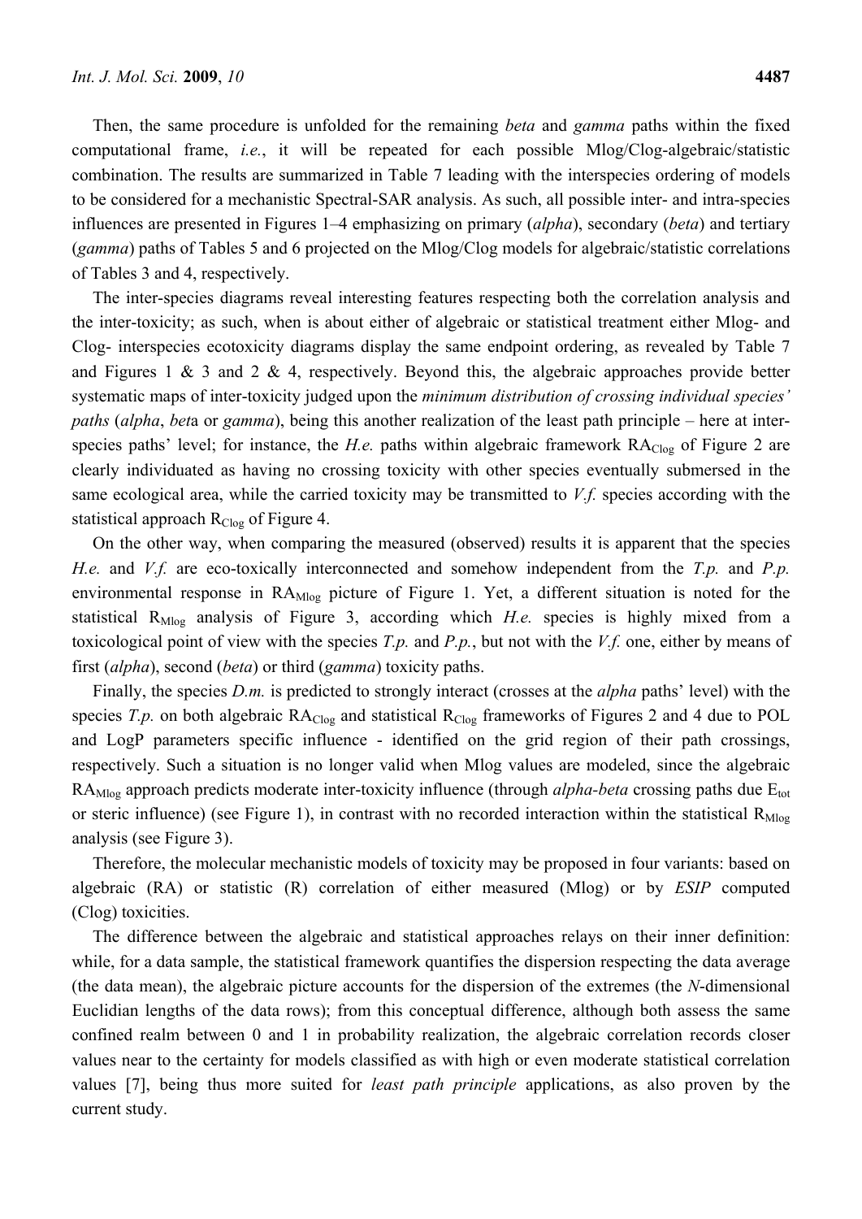Then, the same procedure is unfolded for the remaining *beta* and *gamma* paths within the fixed computational frame, *i.e.*, it will be repeated for each possible Mlog/Clog-algebraic/statistic combination. The results are summarized in Table 7 leading with the interspecies ordering of models to be considered for a mechanistic Spectral-SAR analysis. As such, all possible inter- and intra-species influences are presented in Figures 1–4 emphasizing on primary (*alpha*), secondary (*beta*) and tertiary (*gamma*) paths of Tables 5 and 6 projected on the Mlog/Clog models for algebraic/statistic correlations of Tables 3 and 4, respectively.

The inter-species diagrams reveal interesting features respecting both the correlation analysis and the inter-toxicity; as such, when is about either of algebraic or statistical treatment either Mlog- and Clog- interspecies ecotoxicity diagrams display the same endpoint ordering, as revealed by Table 7 and Figures 1 & 3 and 2 & 4, respectively. Beyond this, the algebraic approaches provide better systematic maps of inter-toxicity judged upon the *minimum distribution of crossing individual species' paths* (*alpha*, *bet*a or *gamma*), being this another realization of the least path principle – here at inter-species paths' level; for instance, the *H.e.* paths within algebraic framework $RA_{Clog}$ of Figure 2 are clearly individuated as having no crossing toxicity with other species eventually submersed in the same ecological area, while the carried toxicity may be transmitted to *V.f.* species according with the statistical approach $R_{Clog}$ of Figure 4.

On the other way, when comparing the measured (observed) results it is apparent that the species *H.e.* and *V.f.* are eco-toxically interconnected and somehow independent from the *T.p.* and *P.p.* environmental response in $RA_{Mlog}$ picture of Figure 1. Yet, a different situation is noted for the statistical $R_{Mlog}$ analysis of Figure 3, according which *H.e.* species is highly mixed from a toxicological point of view with the species *T.p.* and *P.p.*, but not with the *V.f.* one, either by means of first (*alpha*), second (*beta*) or third (*gamma*) toxicity paths.

Finally, the species *D.m.* is predicted to strongly interact (crosses at the *alpha* paths' level) with the species *T.p.* on both algebraic $RA_{Clog}$ and statistical $R_{Clog}$ frameworks of Figures 2 and 4 due to POL and LogP parameters specific influence - identified on the grid region of their path crossings, respectively. Such a situation is no longer valid when Mlog values are modeled, since the algebraic $RA_{Mlog}$ approach predicts moderate inter-toxicity influence (through *alpha-beta* crossing paths due $E_{tot}$ or steric influence) (see Figure 1), in contrast with no recorded interaction within the statistical $R_{Mlog}$ analysis (see Figure 3).

Therefore, the molecular mechanistic models of toxicity may be proposed in four variants: based on algebraic (RA) or statistic (R) correlation of either measured (Mlog) or by *ESIP* computed (Clog) toxicities.

The difference between the algebraic and statistical approaches relays on their inner definition: while, for a data sample, the statistical framework quantifies the dispersion respecting the data average (the data mean), the algebraic picture accounts for the dispersion of the extremes (the *N*-dimensional Euclidian lengths of the data rows); from this conceptual difference, although both assess the same confined realm between 0 and 1 in probability realization, the algebraic correlation records closer values near to the certainty for models classified as with high or even moderate statistical correlation values [7], being thus more suited for *least path principle* applications, as also proven by the current study.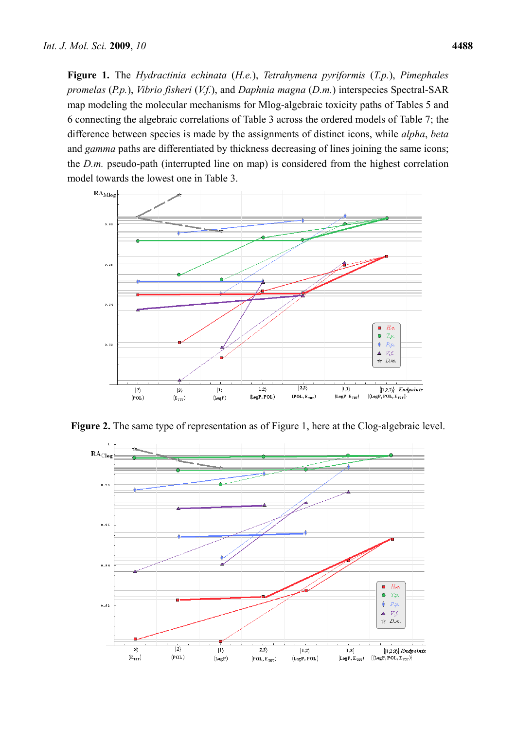**Figure 1.** The *Hydractinia echinata* (*H.e.*), *Tetrahymena pyriformis* (*T.p.*), *Pimephales promelas* (*P.p.*), *Vibrio fisheri* (*V.f.*), and *Daphnia magna* (*D.m.*) interspecies Spectral-SAR map modeling the molecular mechanisms for Mlog-algebraic toxicity paths of Tables 5 and 6 connecting the algebraic correlations of Table 3 across the ordered models of Table 7; the difference between species is made by the assignments of distinct icons, while *alpha*, *beta* and *gamma* paths are differentiated by thickness decreasing of lines joining the same icons; the *D.m.* pseudo-path (interrupted line on map) is considered from the highest correlation model towards the lowest one in Table 3.

**Figure 2.** The same type of representation as of Figure 1, here at the Clog-algebraic level.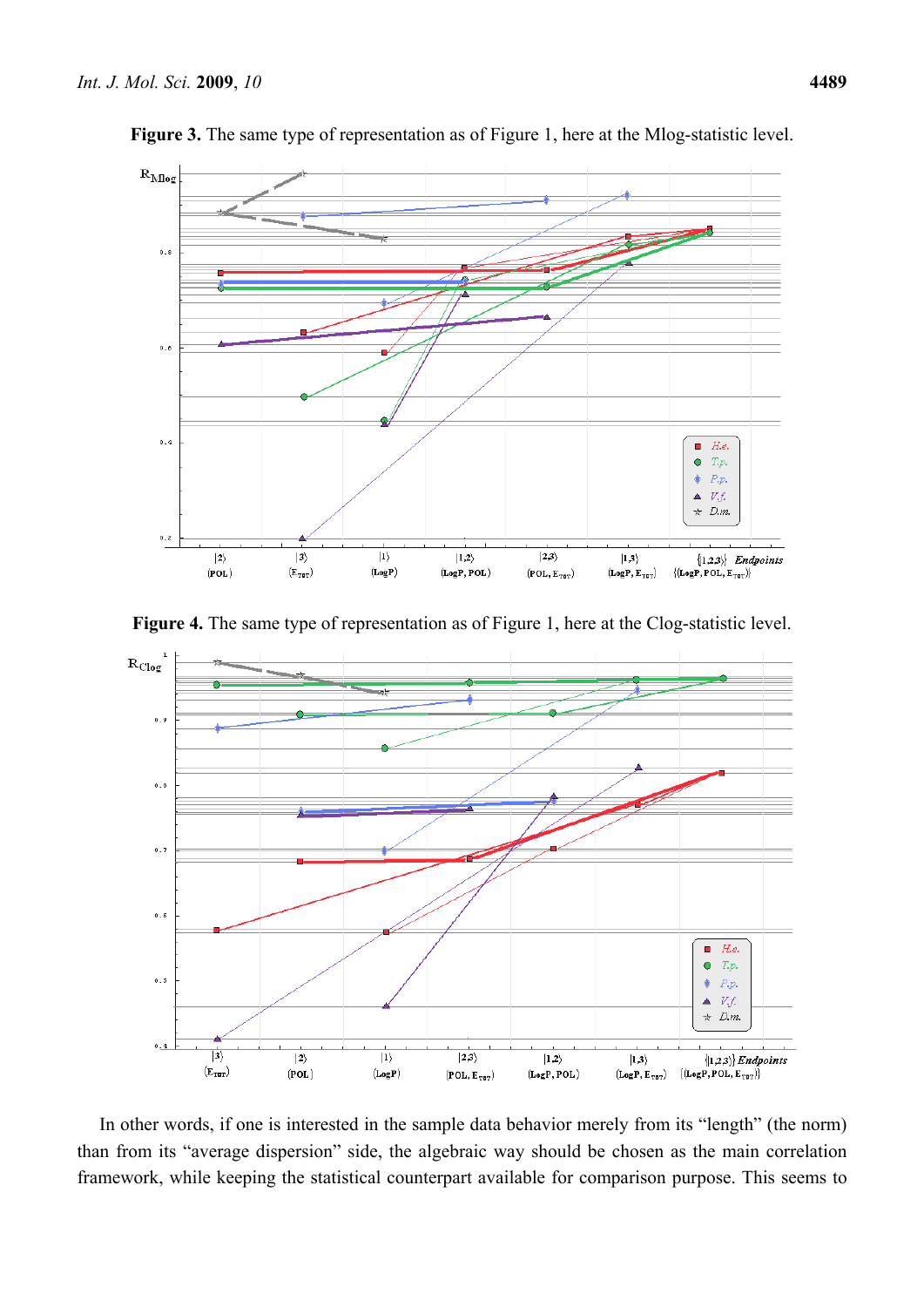**Figure 3.** The same type of representation as of Figure 1, here at the Mlog-statistic level.

**Figure 4.** The same type of representation as of Figure 1, here at the Clog-statistic level.

In other words, if one is interested in the sample data behavior merely from its "length" (the norm) than from its "average dispersion" side, the algebraic way should be chosen as the main correlation framework, while keeping the statistical counterpart available for comparison purpose. This seems to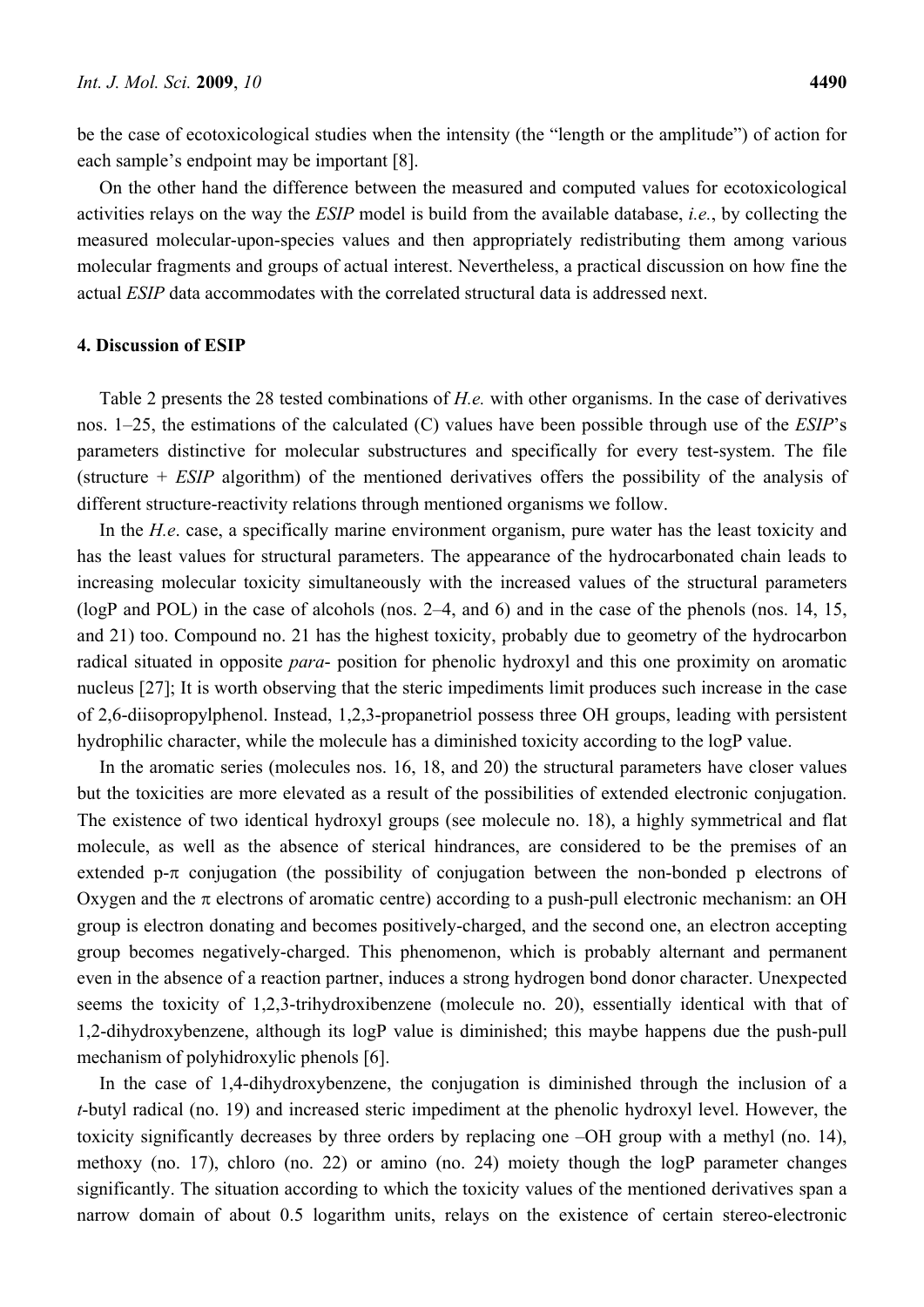be the case of ecotoxicological studies when the intensity (the "length or the amplitude") of action for each sample's endpoint may be important [8].

On the other hand the difference between the measured and computed values for ecotoxicological activities relays on the way the *ESIP* model is build from the available database, *i.e.*, by collecting the measured molecular-upon-species values and then appropriately redistributing them among various molecular fragments and groups of actual interest. Nevertheless, a practical discussion on how fine the actual *ESIP* data accommodates with the correlated structural data is addressed next.

## 4. Discussion of ESIP

Table 2 presents the 28 tested combinations of *H.e.* with other organisms. In the case of derivatives nos. 1–25, the estimations of the calculated (C) values have been possible through use of the *ESIP*'s parameters distinctive for molecular substructures and specifically for every test-system. The file (structure + *ESIP* algorithm) of the mentioned derivatives offers the possibility of the analysis of different structure-reactivity relations through mentioned organisms we follow.

In the *H.e*. case, a specifically marine environment organism, pure water has the least toxicity and has the least values for structural parameters. The appearance of the hydrocarbonated chain leads to increasing molecular toxicity simultaneously with the increased values of the structural parameters (logP and POL) in the case of alcohols (nos. 2–4, and 6) and in the case of the phenols (nos. 14, 15, and 21) too. Compound no. 21 has the highest toxicity, probably due to geometry of the hydrocarbon radical situated in opposite *para*- position for phenolic hydroxyl and this one proximity on aromatic nucleus [27]; It is worth observing that the steric impediments limit produces such increase in the case of 2,6-diisopropylphenol. Instead, 1,2,3-propanetriol possess three OH groups, leading with persistent hydrophilic character, while the molecule has a diminished toxicity according to the logP value.

In the aromatic series (molecules nos. 16, 18, and 20) the structural parameters have closer values but the toxicities are more elevated as a result of the possibilities of extended electronic conjugation. The existence of two identical hydroxyl groups (see molecule no. 18), a highly symmetrical and flat molecule, as well as the absence of sterical hindrances, are considered to be the premises of an extended p-$\pi$ conjugation (the possibility of conjugation between the non-bonded p electrons of Oxygen and the $\pi$ electrons of aromatic centre) according to a push-pull electronic mechanism: an OH group is electron donating and becomes positively-charged, and the second one, an electron accepting group becomes negatively-charged. This phenomenon, which is probably alternant and permanent even in the absence of a reaction partner, induces a strong hydrogen bond donor character. Unexpected seems the toxicity of 1,2,3-trihydroxibenzene (molecule no. 20), essentially identical with that of 1,2-dihydroxybenzene, although its logP value is diminished; this maybe happens due the push-pull mechanism of polyhidroxylic phenols [6].

In the case of 1,4-dihydroxybenzene, the conjugation is diminished through the inclusion of a *t*-butyl radical (no. 19) and increased steric impediment at the phenolic hydroxyl level. However, the toxicity significantly decreases by three orders by replacing one –OH group with a methyl (no. 14), methoxy (no. 17), chloro (no. 22) or amino (no. 24) moiety though the logP parameter changes significantly. The situation according to which the toxicity values of the mentioned derivatives span a narrow domain of about 0.5 logarithm units, relays on the existence of certain stereo-electronic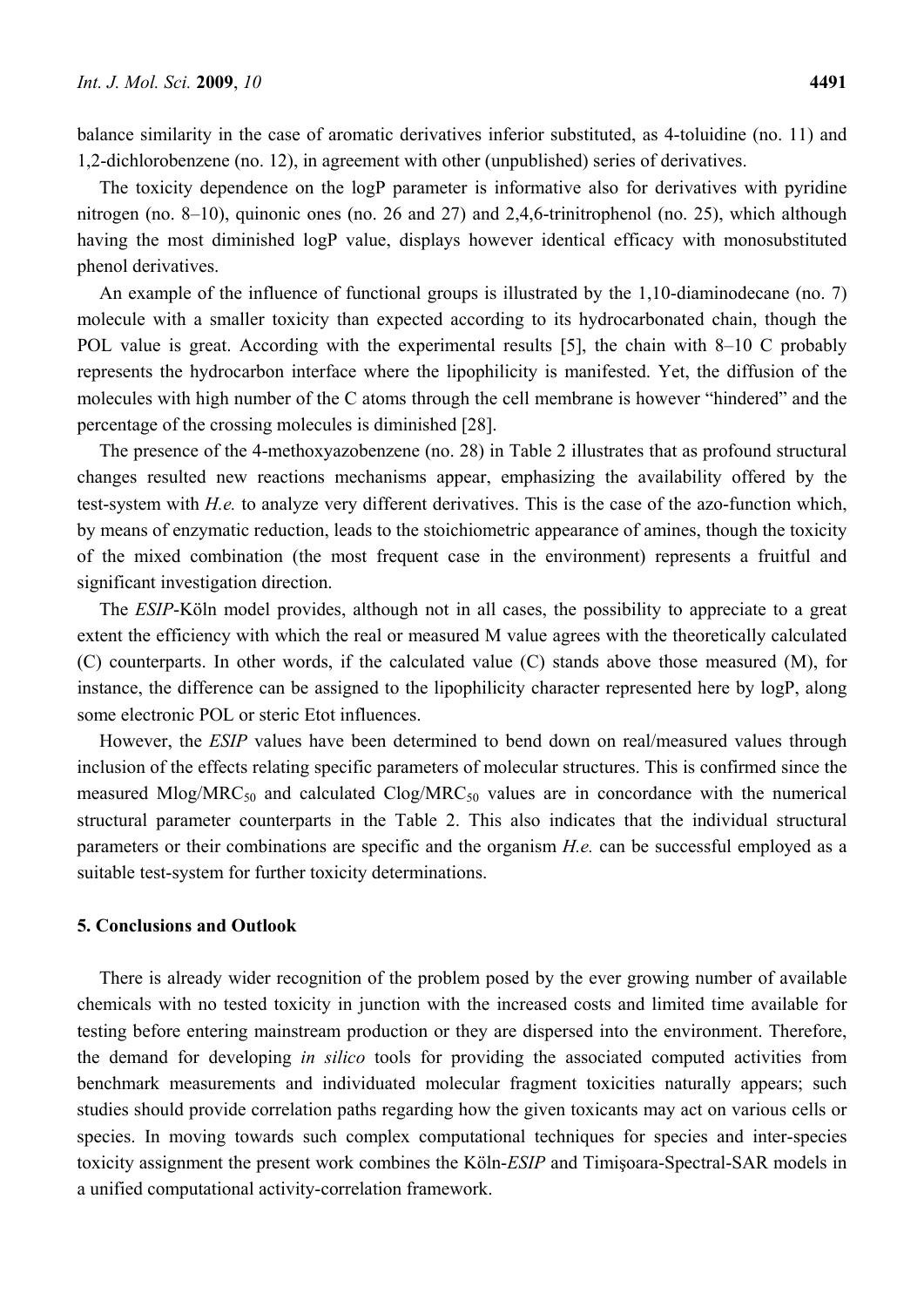balance similarity in the case of aromatic derivatives inferior substituted, as 4-toluidine (no. 11) and 1,2-dichlorobenzene (no. 12), in agreement with other (unpublished) series of derivatives.

The toxicity dependence on the logP parameter is informative also for derivatives with pyridine nitrogen (no. 8–10), quinonic ones (no. 26 and 27) and 2,4,6-trinitrophenol (no. 25), which although having the most diminished logP value, displays however identical efficacy with monosubstituted phenol derivatives.

An example of the influence of functional groups is illustrated by the 1,10-diaminodecane (no. 7) molecule with a smaller toxicity than expected according to its hydrocarbonated chain, though the POL value is great. According with the experimental results [5], the chain with 8–10 C probably represents the hydrocarbon interface where the lipophilicity is manifested. Yet, the diffusion of the molecules with high number of the C atoms through the cell membrane is however "hindered" and the percentage of the crossing molecules is diminished [28].

The presence of the 4-methoxyazobenzene (no. 28) in Table 2 illustrates that as profound structural changes resulted new reactions mechanisms appear, emphasizing the availability offered by the test-system with *H.e.* to analyze very different derivatives. This is the case of the azo-function which, by means of enzymatic reduction, leads to the stoichiometric appearance of amines, though the toxicity of the mixed combination (the most frequent case in the environment) represents a fruitful and significant investigation direction.

The *ESIP*-Köln model provides, although not in all cases, the possibility to appreciate to a great extent the efficiency with which the real or measured M value agrees with the theoretically calculated (C) counterparts. In other words, if the calculated value (C) stands above those measured (M), for instance, the difference can be assigned to the lipophilicity character represented here by logP, along some electronic POL or steric Etot influences.

However, the *ESIP* values have been determined to bend down on real/measured values through inclusion of the effects relating specific parameters of molecular structures. This is confirmed since the measured Mlog/$MRC_{50}$ and calculated Clog/$MRC_{50}$ values are in concordance with the numerical structural parameter counterparts in the Table 2. This also indicates that the individual structural parameters or their combinations are specific and the organism *H.e.* can be successful employed as a suitable test-system for further toxicity determinations.

## 5. Conclusions and Outlook

There is already wider recognition of the problem posed by the ever growing number of available chemicals with no tested toxicity in junction with the increased costs and limited time available for testing before entering mainstream production or they are dispersed into the environment. Therefore, the demand for developing *in silico* tools for providing the associated computed activities from benchmark measurements and individuated molecular fragment toxicities naturally appears; such studies should provide correlation paths regarding how the given toxicants may act on various cells or species. In moving towards such complex computational techniques for species and inter-species toxicity assignment the present work combines the Köln-*ESIP* and Timişoara-Spectral-SAR models in a unified computational activity-correlation framework.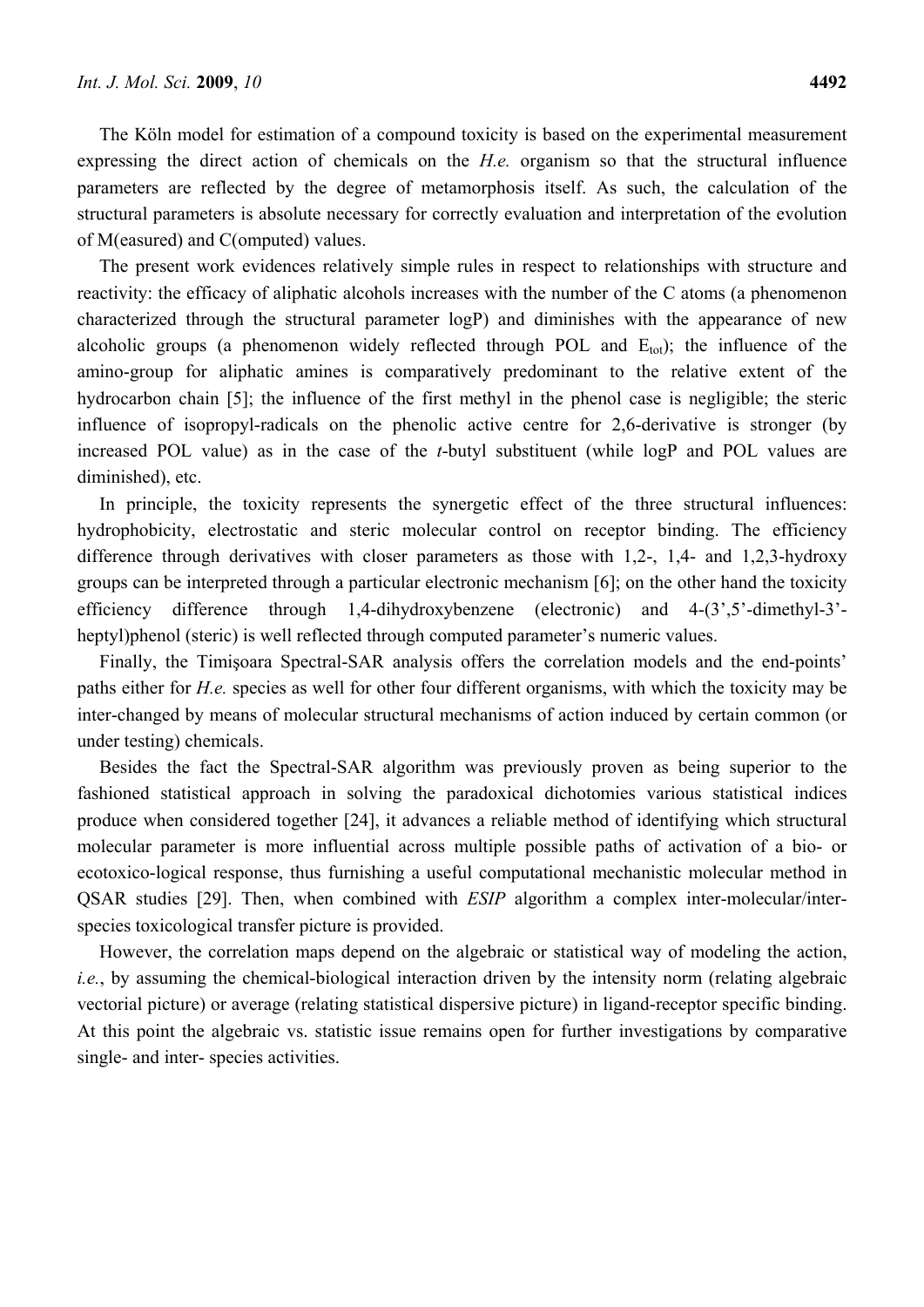The Köln model for estimation of a compound toxicity is based on the experimental measurement expressing the direct action of chemicals on the *H.e.* organism so that the structural influence parameters are reflected by the degree of metamorphosis itself. As such, the calculation of the structural parameters is absolute necessary for correctly evaluation and interpretation of the evolution of M(easured) and C(omputed) values.

The present work evidences relatively simple rules in respect to relationships with structure and reactivity: the efficacy of aliphatic alcohols increases with the number of the C atoms (a phenomenon characterized through the structural parameter logP) and diminishes with the appearance of new alcoholic groups (a phenomenon widely reflected through POL and $E_{tot}$); the influence of the amino-group for aliphatic amines is comparatively predominant to the relative extent of the hydrocarbon chain [5]; the influence of the first methyl in the phenol case is negligible; the steric influence of isopropyl-radicals on the phenolic active centre for 2,6-derivative is stronger (by increased POL value) as in the case of the *t*-butyl substituent (while logP and POL values are diminished), etc.

In principle, the toxicity represents the synergetic effect of the three structural influences: hydrophobicity, electrostatic and steric molecular control on receptor binding. The efficiency difference through derivatives with closer parameters as those with 1,2-, 1,4- and 1,2,3-hydroxy groups can be interpreted through a particular electronic mechanism [6]; on the other hand the toxicity efficiency difference through 1,4-dihydroxybenzene (electronic) and 4-(3',5'-dimethyl-3'-heptyl)phenol (steric) is well reflected through computed parameter's numeric values.

Finally, the Timişoara Spectral-SAR analysis offers the correlation models and the end-points' paths either for *H.e.* species as well for other four different organisms, with which the toxicity may be inter-changed by means of molecular structural mechanisms of action induced by certain common (or under testing) chemicals.

Besides the fact the Spectral-SAR algorithm was previously proven as being superior to the fashioned statistical approach in solving the paradoxical dichotomies various statistical indices produce when considered together [24], it advances a reliable method of identifying which structural molecular parameter is more influential across multiple possible paths of activation of a bio- or ecotoxico-logical response, thus furnishing a useful computational mechanistic molecular method in QSAR studies [29]. Then, when combined with *ESIP* algorithm a complex inter-molecular/inter-species toxicological transfer picture is provided.

However, the correlation maps depend on the algebraic or statistical way of modeling the action, *i.e.*, by assuming the chemical-biological interaction driven by the intensity norm (relating algebraic vectorial picture) or average (relating statistical dispersive picture) in ligand-receptor specific binding. At this point the algebraic vs. statistic issue remains open for further investigations by comparative single- and inter- species activities.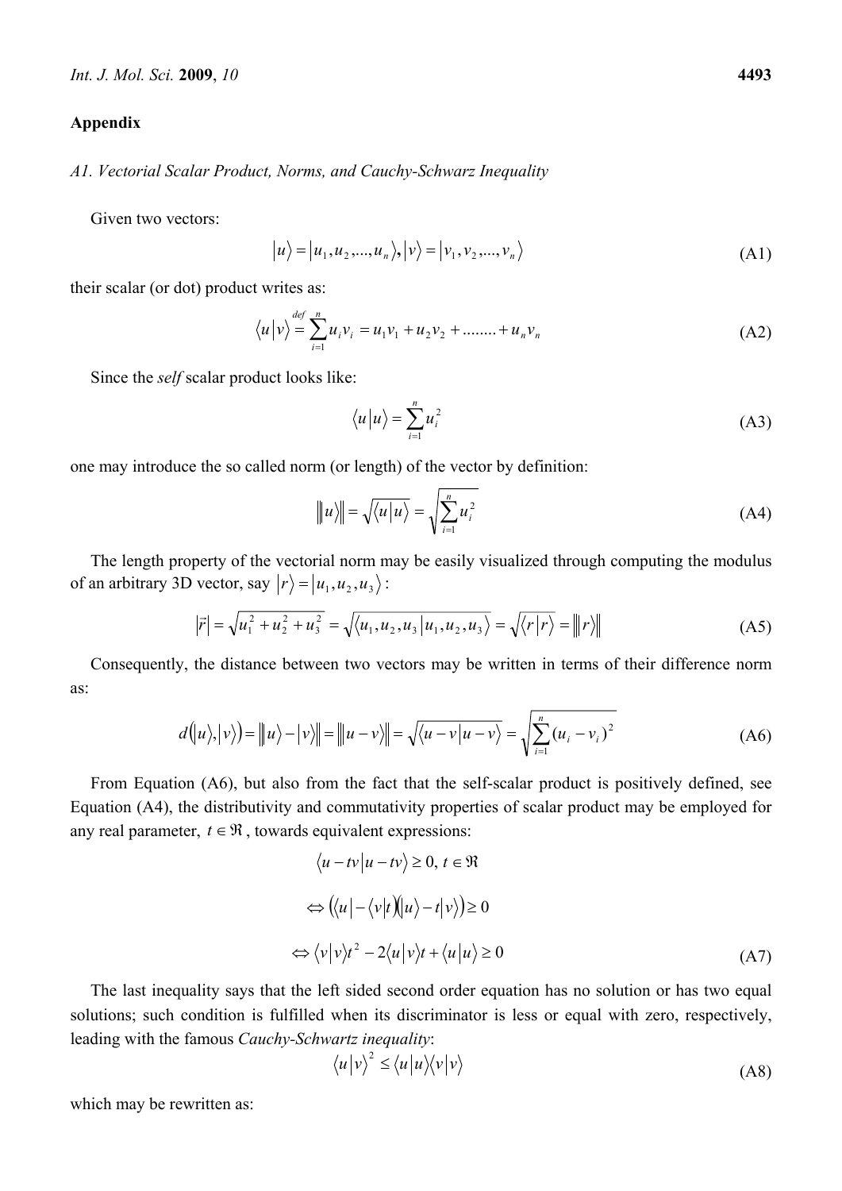## Appendix

### *A1. Vectorial Scalar Product, Norms, and Cauchy-Schwarz Inequality*

Given two vectors:

$$|u\rangle = |u_1, u_2, ..., u_n\rangle, |v\rangle = |v_1, v_2, ..., v_n\rangle \tag{A1}$$

their scalar (or dot) product writes as:

$$\langle u|v\rangle \overset{def}{=} \sum_{i=1}^{n} u_i v_i = u_1 v_1 + u_2 v_2 + ........ + u_n v_n \tag{A2}$$

Since the *self* scalar product looks like:

$$\langle u|u\rangle = \sum_{i=1}^{n} u_i^2 \tag{A3}$$

one may introduce the so called norm (or length) of the vector by definition:

$$\| u\rangle\| = \sqrt{\langle u|u\rangle} = \sqrt{\sum_{i=1}^{n} u_i^2} \tag{A4}$$

The length property of the vectorial norm may be easily visualized through computing the modulus of an arbitrary 3D vector, say $|r\rangle = |u_1, u_2, u_3\rangle$:

$$|\vec{r}| = \sqrt{u_1^2 + u_2^2 + u_3^2} = \sqrt{\langle u_1, u_2, u_3 | u_1, u_2, u_3\rangle} = \sqrt{\langle r|r\rangle} = \| r\rangle\| \tag{A5}$$

Consequently, the distance between two vectors may be written in terms of their difference norm as:

$$d(|u\rangle, |v\rangle) = \| u\rangle - |v\rangle\| = \| u - v\rangle\| = \sqrt{\langle u - v|u - v\rangle} = \sqrt{\sum_{i=1}^{n} (u_i - v_i)^2} \tag{A6}$$

From Equation (A6), but also from the fact that the self-scalar product is positively defined, see Equation (A4), the distributivity and commutativity properties of scalar product may be employed for any real parameter, $t \in \Re$, towards equivalent expressions:

$$\begin{aligned} &\langle u - tv|u - tv\rangle \geq 0,\ t \in \Re \\ &\Leftrightarrow (\langle u| - \langle v|t)(|u\rangle - t|v\rangle) \geq 0 \\ &\Leftrightarrow \langle v|v\rangle t^2 - 2\langle u|v\rangle t + \langle u|u\rangle \geq 0 \end{aligned} \tag{A7}$$

The last inequality says that the left sided second order equation has no solution or has two equal solutions; such condition is fulfilled when its discriminator is less or equal with zero, respectively, leading with the famous *Cauchy-Schwartz inequality*:

$$\langle u|v\rangle^2 \leq \langle u|u\rangle\langle v|v\rangle \tag{A8}$$

which may be rewritten as: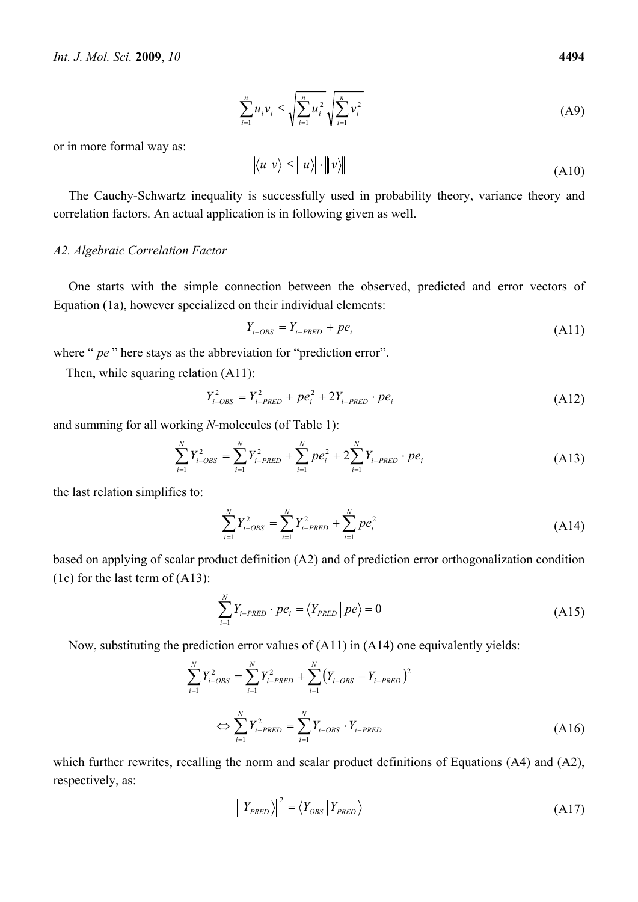$$\sum_{i=1}^{n} u_i v_i \leq \sqrt{\sum_{i=1}^{n} u_i^2}\sqrt{\sum_{i=1}^{n} v_i^2} \tag{A9}$$

or in more formal way as:

$$\left|\langle u | v\rangle\right| \leq \left\| u\rangle\right\| \cdot \left\| v\rangle\right\| \tag{A10}$$

The Cauchy-Schwartz inequality is successfully used in probability theory, variance theory and correlation factors. An actual application is in following given as well.

### *A2. Algebraic Correlation Factor*

One starts with the simple connection between the observed, predicted and error vectors of Equation (1a), however specialized on their individual elements:

$$Y_{i-OBS} = Y_{i-PRED} + pe_i \tag{A11}$$

where " $pe$ " here stays as the abbreviation for "prediction error".

Then, while squaring relation (A11):

$$Y_{i-OBS}^2 = Y_{i-PRED}^2 + pe_i^2 + 2Y_{i-PRED} \cdot pe_i \tag{A12}$$

and summing for all working $N$-molecules (of Table 1):

$$\sum_{i=1}^{N} Y_{i-OBS}^2 = \sum_{i=1}^{N} Y_{i-PRED}^2 + \sum_{i=1}^{N} pe_i^2 + 2\sum_{i=1}^{N} Y_{i-PRED} \cdot pe_i \tag{A13}$$

the last relation simplifies to:

$$\sum_{i=1}^{N} Y_{i-OBS}^2 = \sum_{i=1}^{N} Y_{i-PRED}^2 + \sum_{i=1}^{N} pe_i^2 \tag{A14}$$

based on applying of scalar product definition (A2) and of prediction error orthogonalization condition (1c) for the last term of (A13):

$$\sum_{i=1}^{N} Y_{i-PRED} \cdot pe_i = \langle Y_{PRED} | pe\rangle = 0 \tag{A15}$$

Now, substituting the prediction error values of (A11) in (A14) one equivalently yields:

$$\sum_{i=1}^{N} Y_{i-OBS}^2 = \sum_{i=1}^{N} Y_{i-PRED}^2 + \sum_{i=1}^{N} \left(Y_{i-OBS} - Y_{i-PRED}\right)^2$$

$$\Leftrightarrow \sum_{i=1}^{N} Y_{i-PRED}^2 = \sum_{i=1}^{N} Y_{i-OBS} \cdot Y_{i-PRED} \tag{A16}$$

which further rewrites, recalling the norm and scalar product definitions of Equations (A4) and (A2), respectively, as:

$$\left\| Y_{PRED}\rangle\right\|^2 = \langle Y_{OBS} | Y_{PRED}\rangle \tag{A17}$$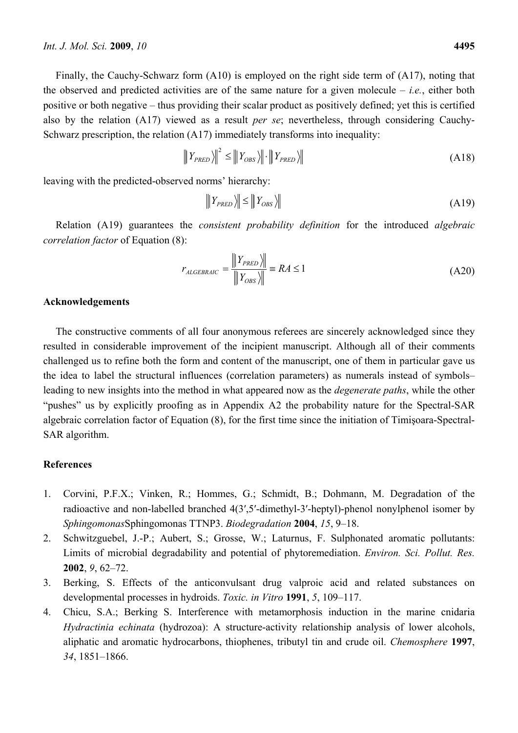Finally, the Cauchy-Schwarz form (A10) is employed on the right side term of (A17), noting that the observed and predicted activities are of the same nature for a given molecule – *i.e.*, either both positive or both negative – thus providing their scalar product as positively defined; yet this is certified also by the relation (A17) viewed as a result *per se*; nevertheless, through considering Cauchy-Schwarz prescription, the relation (A17) immediately transforms into inequality:

$$\left\| \left| Y_{PRED} \right\rangle \right\|^2 \leq \left\| \left| Y_{OBS} \right\rangle \right\| \cdot \left\| \left| Y_{PRED} \right\rangle \right\| \tag{A18}$$

leaving with the predicted-observed norms' hierarchy:

$$\left\| \left| Y_{PRED} \right\rangle \right\| \leq \left\| \left| Y_{OBS} \right\rangle \right\| \tag{A19}$$

Relation (A19) guarantees the *consistent probability definition* for the introduced *algebraic correlation factor* of Equation (8):

$$r_{ALGEBRAIC} = \frac{\left\| \left| Y_{PRED} \right\rangle \right\|}{\left\| \left| Y_{OBS} \right\rangle \right\|} \equiv RA \leq 1 \tag{A20}$$

## Acknowledgements

The constructive comments of all four anonymous referees are sincerely acknowledged since they resulted in considerable improvement of the incipient manuscript. Although all of their comments challenged us to refine both the form and content of the manuscript, one of them in particular gave us the idea to label the structural influences (correlation parameters) as numerals instead of symbols– leading to new insights into the method in what appeared now as the *degenerate paths*, while the other "pushes" us by explicitly proofing as in Appendix A2 the probability nature for the Spectral-SAR algebraic correlation factor of Equation (8), for the first time since the initiation of Timişoara-Spectral-SAR algorithm.

## References

1. Corvini, P.F.X.; Vinken, R.; Hommes, G.; Schmidt, B.; Dohmann, M. Degradation of the radioactive and non-labelled branched 4(3′,5′-dimethyl-3′-heptyl)-phenol nonylphenol isomer by *Sphingomonas*Sphingomonas TTNP3. *Biodegradation* **2004**, *15*, 9–18.
2. Schwitzguebel, J.-P.; Aubert, S.; Grosse, W.; Laturnus, F. Sulphonated aromatic pollutants: Limits of microbial degradability and potential of phytoremediation. *Environ. Sci. Pollut. Res.* **2002**, *9*, 62–72.
3. Berking, S. Effects of the anticonvulsant drug valproic acid and related substances on developmental processes in hydroids. *Toxic. in Vitro* **1991**, *5*, 109–117.
4. Chicu, S.A.; Berking S. Interference with metamorphosis induction in the marine cnidaria *Hydractinia echinata* (hydrozoa): A structure-activity relationship analysis of lower alcohols, aliphatic and aromatic hydrocarbons, thiophenes, tributyl tin and crude oil. *Chemosphere* **1997**, *34*, 1851–1866.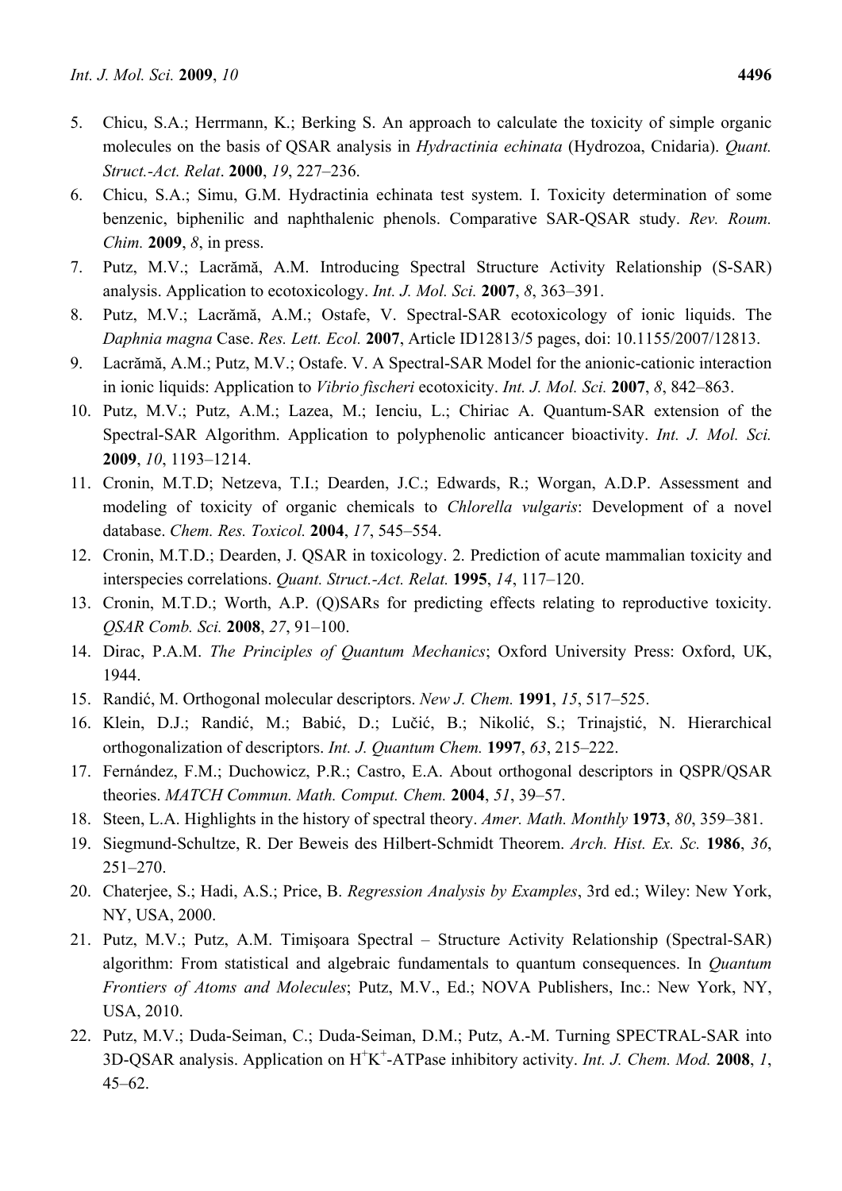5. Chicu, S.A.; Herrmann, K.; Berking S. An approach to calculate the toxicity of simple organic molecules on the basis of QSAR analysis in *Hydractinia echinata* (Hydrozoa, Cnidaria). *Quant. Struct.-Act. Relat*. **2000**, *19*, 227–236.
6. Chicu, S.A.; Simu, G.M. Hydractinia echinata test system. I. Toxicity determination of some benzenic, biphenilic and naphthalenic phenols. Comparative SAR-QSAR study. *Rev. Roum. Chim.* **2009**, *8*, in press.
7. Putz, M.V.; Lacrămă, A.M. Introducing Spectral Structure Activity Relationship (S-SAR) analysis. Application to ecotoxicology. *Int. J. Mol. Sci.* **2007**, *8*, 363–391.
8. Putz, M.V.; Lacrămă, A.M.; Ostafe, V. Spectral-SAR ecotoxicology of ionic liquids. The *Daphnia magna* Case. *Res. Lett. Ecol.* **2007**, Article ID12813/5 pages, doi: 10.1155/2007/12813.
9. Lacrămă, A.M.; Putz, M.V.; Ostafe. V. A Spectral-SAR Model for the anionic-cationic interaction in ionic liquids: Application to *Vibrio fischeri* ecotoxicity. *Int. J. Mol. Sci.* **2007**, *8*, 842–863.
10. Putz, M.V.; Putz, A.M.; Lazea, M.; Ienciu, L.; Chiriac A. Quantum-SAR extension of the Spectral-SAR Algorithm. Application to polyphenolic anticancer bioactivity. *Int. J. Mol. Sci.* **2009**, *10*, 1193–1214.
11. Cronin, M.T.D; Netzeva, T.I.; Dearden, J.C.; Edwards, R.; Worgan, A.D.P. Assessment and modeling of toxicity of organic chemicals to *Chlorella vulgaris*: Development of a novel database. *Chem. Res. Toxicol.* **2004**, *17*, 545–554.
12. Cronin, M.T.D.; Dearden, J. QSAR in toxicology. 2. Prediction of acute mammalian toxicity and interspecies correlations. *Quant. Struct.-Act. Relat.* **1995**, *14*, 117–120.
13. Cronin, M.T.D.; Worth, A.P. (Q)SARs for predicting effects relating to reproductive toxicity. *QSAR Comb. Sci.* **2008**, *27*, 91–100.
14. Dirac, P.A.M. *The Principles of Quantum Mechanics*; Oxford University Press: Oxford, UK, 1944.
15. Randić, M. Orthogonal molecular descriptors. *New J. Chem.* **1991**, *15*, 517–525.
16. Klein, D.J.; Randić, M.; Babić, D.; Lučić, B.; Nikolić, S.; Trinajstić, N. Hierarchical orthogonalization of descriptors. *Int. J. Quantum Chem.* **1997**, *63*, 215–222.
17. Fernández, F.M.; Duchowicz, P.R.; Castro, E.A. About orthogonal descriptors in QSPR/QSAR theories. *MATCH Commun. Math. Comput. Chem.* **2004**, *51*, 39–57.
18. Steen, L.A. Highlights in the history of spectral theory. *Amer. Math. Monthly* **1973**, *80*, 359–381.
19. Siegmund-Schultze, R. Der Beweis des Hilbert-Schmidt Theorem. *Arch. Hist. Ex. Sc.* **1986**, *36*, 251–270.
20. Chaterjee, S.; Hadi, A.S.; Price, B. *Regression Analysis by Examples*, 3rd ed.; Wiley: New York, NY, USA, 2000.
21. Putz, M.V.; Putz, A.M. Timişoara Spectral – Structure Activity Relationship (Spectral-SAR) algorithm: From statistical and algebraic fundamentals to quantum consequences. In *Quantum Frontiers of Atoms and Molecules*; Putz, M.V., Ed.; NOVA Publishers, Inc.: New York, NY, USA, 2010.
22. Putz, M.V.; Duda-Seiman, C.; Duda-Seiman, D.M.; Putz, A.-M. Turning SPECTRAL-SAR into 3D-QSAR analysis. Application on $H^+K^+$-ATPase inhibitory activity. *Int. J. Chem. Mod.* **2008**, *1*, 45–62.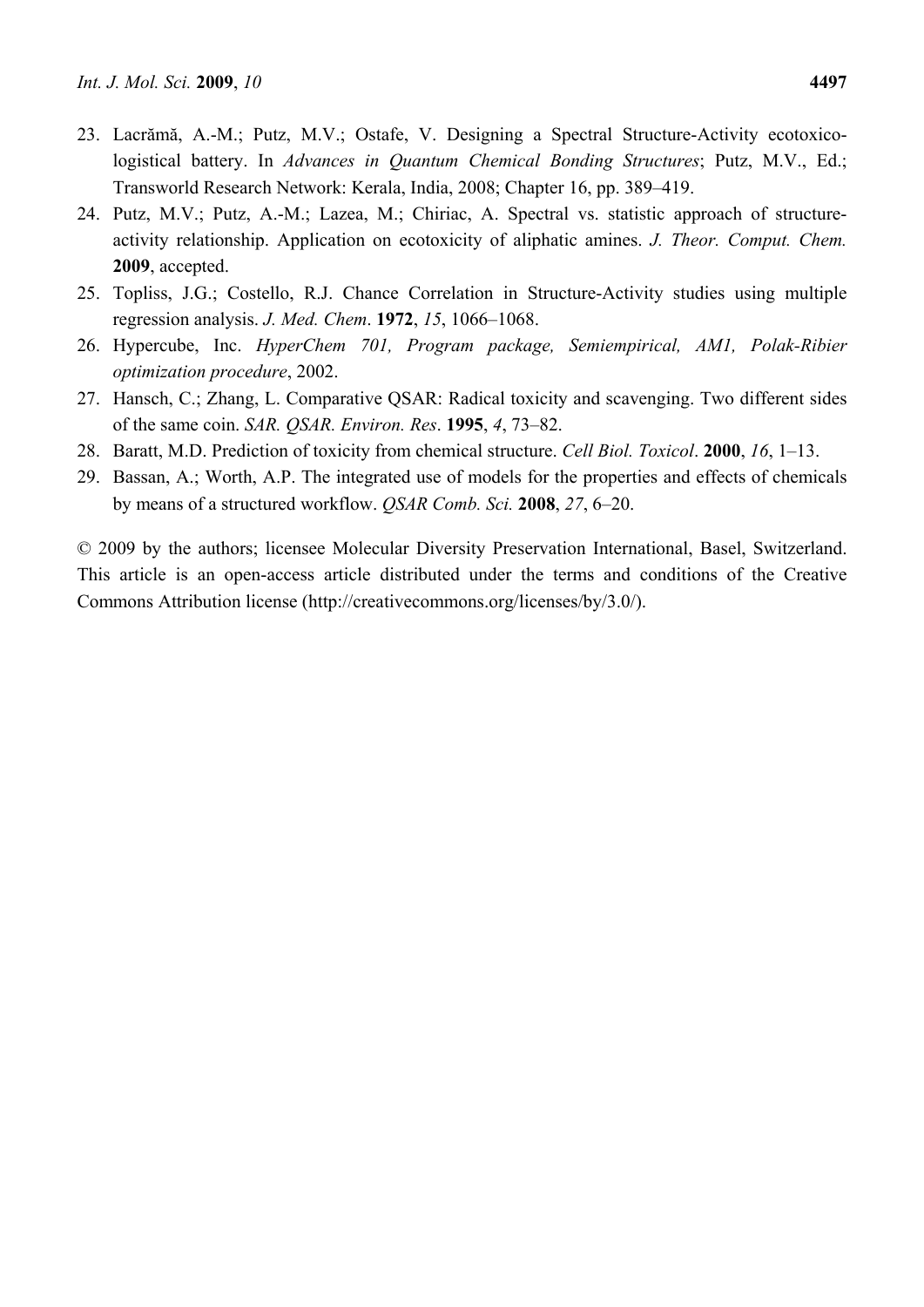23. Lacrămă, A.-M.; Putz, M.V.; Ostafe, V. Designing a Spectral Structure-Activity ecotoxico-logistical battery. In *Advances in Quantum Chemical Bonding Structures*; Putz, M.V., Ed.; Transworld Research Network: Kerala, India, 2008; Chapter 16, pp. 389–419.
24. Putz, M.V.; Putz, A.-M.; Lazea, M.; Chiriac, A. Spectral vs. statistic approach of structure-activity relationship. Application on ecotoxicity of aliphatic amines. *J. Theor. Comput. Chem.* **2009**, accepted.
25. Topliss, J.G.; Costello, R.J. Chance Correlation in Structure-Activity studies using multiple regression analysis. *J. Med. Chem*. **1972**, *15*, 1066–1068.
26. Hypercube, Inc. *HyperChem 701, Program package, Semiempirical, AM1, Polak-Ribier optimization procedure*, 2002.
27. Hansch, C.; Zhang, L. Comparative QSAR: Radical toxicity and scavenging. Two different sides of the same coin. *SAR. QSAR. Environ. Res*. **1995**, *4*, 73–82.
28. Baratt, M.D. Prediction of toxicity from chemical structure. *Cell Biol. Toxicol*. **2000**, *16*, 1–13.
29. Bassan, A.; Worth, A.P. The integrated use of models for the properties and effects of chemicals by means of a structured workflow. *QSAR Comb. Sci.* **2008**, *27*, 6–20.

© 2009 by the authors; licensee Molecular Diversity Preservation International, Basel, Switzerland. This article is an open-access article distributed under the terms and conditions of the Creative Commons Attribution license (http://creativecommons.org/licenses/by/3.0/).